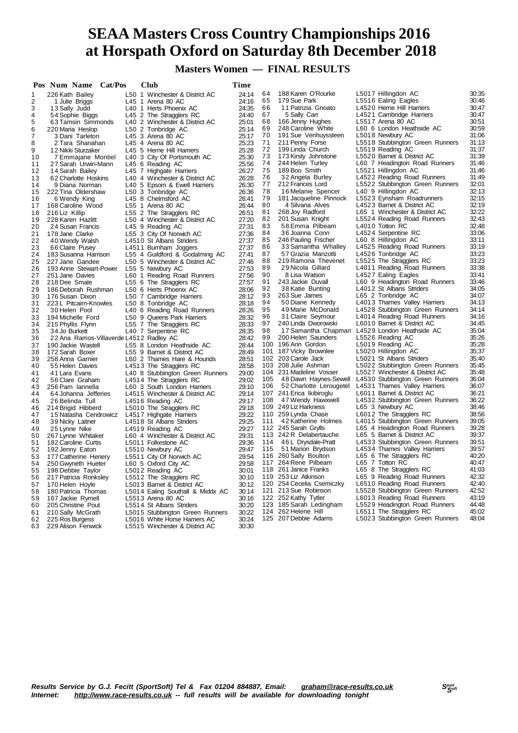# SEAA Masters Cross Country Championships 2016 at Horspath Oxford on Saturday 8th December 2018

## Masters Women — FINAL RESULTS

| Pos | Num | Name | Cat/Pos | Club | Time |
|---|---|---|---|---|---|
| 1 | 226 | Kath Bailey | L50 1 | Winchester & District AC | 24:14 |
| 2 | 1 | Julie Briggs | L45 1 | Arena 80 AC | 24:16 |
| 3 | 13 | Sally Judd | L40 1 | Herts Phoenix AC | 24:35 |
| 4 | 54 | Sophie Biggs | L45 2 | The Stragglers RC | 24:40 |
| 5 | 63 | Tamsin Simmonds | L40 2 | Winchester & District AC | 25:01 |
| 6 | 220 | Maria Heslop | L50 2 | Tonbridge AC | 25:14 |
| 7 | 3 | Dani Tarleton | L45 3 | Arena 80 AC | 25:17 |
| 8 | 2 | Tara Shanahan | L45 4 | Arena 80 AC | 25:23 |
| 9 | 12 | Nikki Sturzaker | L45 5 | Herne Hill Harriers | 25:28 |
| 10 | 7 | Emmajane Montiel | L40 3 | City Of Portsmouth AC | 25:30 |
| 11 | 27 | Sarah Urwin-Mann | L45 6 | Reading AC | 25:56 |
| 12 | 14 | Sarah Bailey | L45 7 | Highgate Harriers | 26:27 |
| 13 | 62 | Charlotte Hoskins | L40 4 | Winchester & District AC | 26:28 |
| 14 | 9 | Diana Norman | L40 5 | Epsom & Ewell Harriers | 26:30 |
| 15 | 222 | Tina Oldershaw | L50 3 | Tonbridge AC | 26:36 |
| 16 | 6 | Wendy King | L45 8 | Chelmsford AC | 26:41 |
| 17 | 168 | Caroline Wood | L55 1 | Arena 80 AC | 26:44 |
| 18 | 216 | Liz Killip | L55 2 | The Stragglers RC | 26:51 |
| 19 | 228 | Karen Hazlitt | L50 4 | Winchester & District AC | 27:20 |
| 20 | 24 | Susan Francis | L45 9 | Reading AC | 27:31 |
| 21 | 178 | Jane Clarke | L55 3 | City Of Norwich AC | 27:36 |
| 22 | 40 | Wendy Walsh | L4510 | St Albans Striders | 27:37 |
| 23 | 66 | Claire Pusey | L4511 | Burnham Joggers | 27:37 |
| 24 | 183 | Susanna Harrison | L55 4 | Guildford & Godalming AC | 27:41 |
| 25 | 227 | Jane Gandee | L50 5 | Winchester & District AC | 27:46 |
| 26 | 193 | Anne Stewart-Power | L55 5 | Newbury AC | 27:53 |
| 27 | 251 | Jane Davies | L60 1 | Reading Road Runners | 27:56 |
| 28 | 218 | Dee Smale | L55 6 | The Stragglers RC | 27:57 |
| 29 | 186 | Deborah Rushman | L50 6 | Herts Phoenix AC | 28:06 |
| 30 | 176 | Susan Dixon | L50 7 | Cambridge Harriers | 28:12 |
| 31 | 223 | L Pitcairn-Knowles | L50 8 | Tonbridge AC | 28:18 |
| 32 | 30 | Helen Pool | L40 6 | Reading Road Runners | 28:26 |
| 33 | 194 | Michelle Ford | L50 9 | Queens Park Harriers | 28:32 |
| 34 | 215 | Phyllis Flynn | L55 7 | The Stragglers RC | 28:33 |
| 35 | 34 | Jo Burkett | L40 7 | Serpentine RC | 28:35 |
| 36 | 22 | Ana Ramos-Villaverde | L4512 | Radley AC | 28:42 |
| 37 | 190 | Jackie Wastell | L55 8 | London Heathside AC | 28:44 |
| 38 | 172 | Sarah Boxer | L55 9 | Barnet & District AC | 28:49 |
| 39 | 258 | Anna Garnier | L60 2 | Thames Hare & Hounds | 28:51 |
| 40 | 55 | Helen Davies | L4513 | The Stragglers RC | 28:58 |
| 41 | 41 | Lara Evans | L40 8 | Stubbington Green Runners | 29:00 |
| 42 | 56 | Clare Graham | L4514 | The Stragglers RC | 29:02 |
| 43 | 256 | Pam Iannella | L60 3 | South London Harriers | 29:10 |
| 44 | 64 | Johanna Jefferies | L4515 | Winchester & District AC | 29:14 |
| 45 | 26 | Belinda Tull | L4516 | Reading AC | 29:17 |
| 46 | 214 | Brigid Hibberd | L5010 | The Stragglers RC | 29:18 |
| 47 | 15 | Natasha Cendrowicz | L4517 | Highgate Harriers | 29:22 |
| 48 | 39 | Nicky Laitner | L4518 | St Albans Striders | 29:25 |
| 49 | 25 | Lynne Nike | L4519 | Reading AC | 29:27 |
| 50 | 267 | Lynne Whitaker | L60 4 | Winchester & District AC | 29:31 |
| 51 | 182 | Caroline Curtis | L5011 | Folkestone AC | 29:36 |
| 52 | 192 | Jenny Eaton | L5510 | Newbury AC | 29:47 |
| 53 | 177 | Catherine Henery | L5511 | City Of Norwich AC | 29:54 |
| 54 | 250 | Gwyneth Hueter | L60 5 | Oxford City AC | 29:58 |
| 55 | 198 | Debbie Taylor | L5012 | Reading AC | 30:01 |
| 56 | 217 | Patricia Ronksley | L5512 | The Stragglers RC | 30:10 |
| 57 | 170 | Helen Hoyle | L5013 | Barnet & District AC | 30:12 |
| 58 | 180 | Patricia Thomas | L5014 | Ealing Southall & Middx AC | 30:14 |
| 59 | 167 | Jackie Rymell | L5513 | Arena 80 AC | 30:16 |
| 60 | 205 | Christine Pout | L5514 | St Albans Striders | 30:20 |
| 61 | 210 | Sally McGrath | L5015 | Stubbington Green Runners | 30:22 |
| 62 | 225 | Ros Burgess | L5016 | White Horse Harriers AC | 30:24 |
| 63 | 229 | Alison Fenwick | L5515 | Winchester & District AC | 30:30 |
| 64 | 188 | Karen O'Rourke | L5017 | Hillingdon AC | 30:35 |
| 65 | 179 | Sue Park | L5516 | Ealing Eagles | 30:46 |
| 66 | 11 | Patrizia Gnoato | L4520 | Herne Hill Harriers | 30:47 |
| 67 | 5 | Sally Carr | L4521 | Cambridge Harriers | 30:47 |
| 68 | 166 | Jenny Hughes | L5517 | Arena 80 AC | 30:51 |
| 69 | 248 | Caroline White | L60 6 | London Heathside AC | 30:59 |
| 70 | 191 | Sue Venhuyssteen | L5018 | Newbury AC | 31:06 |
| 71 | 211 | Penny Forse | L5518 | Stubbington Green Runners | 31:13 |
| 72 | 199 | Linda Church | L5519 | Reading AC | 31:37 |
| 73 | 173 | Kirsty Johnstone | L5520 | Barnet & District AC | 31:39 |
| 74 | 244 | Helen Turley | L60 7 | Headington Road Runners | 31:46 |
| 75 | 189 | Boo Smith | L5521 | Hillingdon AC | 31:46 |
| 76 | 32 | Angela Burley | L4522 | Reading Road Runners | 31:49 |
| 77 | 212 | Frances Lord | L5522 | Stubbington Green Runners | 32:01 |
| 78 | 16 | Melanie Spencer | L40 9 | Hillingdon AC | 32:13 |
| 79 | 181 | Jacqueline Pinnock | L5523 | Eynsham Roadrunners | 32:15 |
| 80 | 4 | Silvana Alves | L4523 | Barnet & District AC | 32:19 |
| 81 | 268 | Joy Radford | L65 1 | Winchester & District AC | 32:22 |
| 82 | 201 | Susan Knight | L5524 | Reading Road Runners | 32:43 |
| 83 | 58 | Emma Pilbeam | L4010 | Totton RC | 32:48 |
| 84 | 36 | Joanna Conn | L4524 | Serpentine RC | 33:06 |
| 85 | 246 | Pauling Fischer | L60 8 | Hillingdon AC | 33:11 |
| 86 | 33 | Samantha Whalley | L4525 | Reading Road Runners | 33:19 |
| 87 | 57 | Grazia Manzotti | L4526 | Tonbridge AC | 33:23 |
| 88 | 219 | Ramona Thevenet | L5525 | The Stragglers RC | 33:23 |
| 89 | 29 | Nicola Gillard | L4011 | Reading Road Runners | 33:38 |
| 90 | 8 | Lisa Watson | L4527 | Ealing Eagles | 33:41 |
| 91 | 243 | Jackie Duvall | L60 9 | Headington Road Runners | 33:46 |
| 92 | 38 | Katie Bunting | L4012 | St Albans Striders | 34:05 |
| 93 | 263 | Sue James | L65 2 | Tonbridge AC | 34:07 |
| 94 | 50 | Diane Kennedy | L4013 | Thames Valley Harriers | 34:13 |
| 95 | 49 | Marie McDonald | L4528 | Stubbington Green Runners | 34:14 |
| 96 | 31 | Claire Seymour | L4014 | Reading Road Runners | 34:16 |
| 97 | 240 | Linda Dworowski | L6010 | Barnet & District AC | 34:45 |
| 98 | 17 | Samantha Chapman | L4529 | London Heathside AC | 35:04 |
| 99 | 200 | Helen Saunders | L5526 | Reading AC | 35:26 |
| 100 | 196 | Ann Gordon | L5019 | Reading AC | 35:28 |
| 101 | 187 | Vicky Brownlee | L5020 | Hillingdon AC | 35:37 |
| 102 | 203 | Carole Jack | L5021 | St Albans Striders | 35:40 |
| 103 | 208 | Julie Ashman | L5022 | Stubbington Green Runners | 35:45 |
| 104 | 231 | Madeline Vosser | L5527 | Winchester & District AC | 35:48 |
| 105 | 48 | Dawn Haynes-Sewell | L4530 | Stubbington Green Runners | 36:04 |
| 106 | 52 | Charlotte Lerougetel | L4531 | Thames Valley Harriers | 36:07 |
| 107 | 241 | Erica Ikibiroglu | L6011 | Barnet & District AC | 36:21 |
| 108 | 47 | Wendy Hawxwell | L4532 | Stubbington Green Runners | 36:22 |
| 109 | 249 | Liz Harkness | L65 3 | Newbury AC | 38:46 |
| 110 | 259 | Lynda Chase | L6012 | The Stragglers RC | 38:56 |
| 111 | 42 | Katherine Holmes | L4015 | Stubbington Green Runners | 39:05 |
| 112 | 245 | Sarah Grylls | L65 4 | Headington Road Runners | 39:28 |
| 113 | 242 | R Delabertauche | L65 5 | Barnet & District AC | 39:37 |
| 114 | 46 | L Drysdale-Pratt | L4533 | Stubbington Green Runners | 39:51 |
| 115 | 51 | Marion Brydson | L4534 | Thames Valley Harriers | 39:57 |
| 116 | 260 | Sally Boulton | L65 6 | The Stragglers RC | 40:20 |
| 117 | 264 | Rene Pilbeam | L65 7 | Totton RC | 40:47 |
| 118 | 261 | Janice Franks | L65 8 | The Stragglers RC | 41:03 |
| 119 | 253 | Liz Atkinson | L65 9 | Reading Road Runners | 42:32 |
| 120 | 254 | Cecelia Csemiczky | L6510 | Reading Road Runners | 42:40 |
| 121 | 213 | Sue Robinson | L5528 | Stubbington Green Runners | 42:52 |
| 122 | 252 | Kathy Tytler | L6013 | Reading Road Runners | 43:19 |
| 123 | 185 | Sarah Ledingham | L5529 | Headington Road Runners | 44:48 |
| 124 | 262 | Helene Hill | L6511 | The Stragglers RC | 45:02 |
| 125 | 207 | Debbie Adams | L5023 | Stubbington Green Runners | 48:04 |

*Results Service by G.J. Fecitt (SportSoft) Tel & Fax 01204 884887, Email: graham@race-results.co.uk*
*Internet: http://www.race-results.co.uk -- full results will be available for downloading tonight*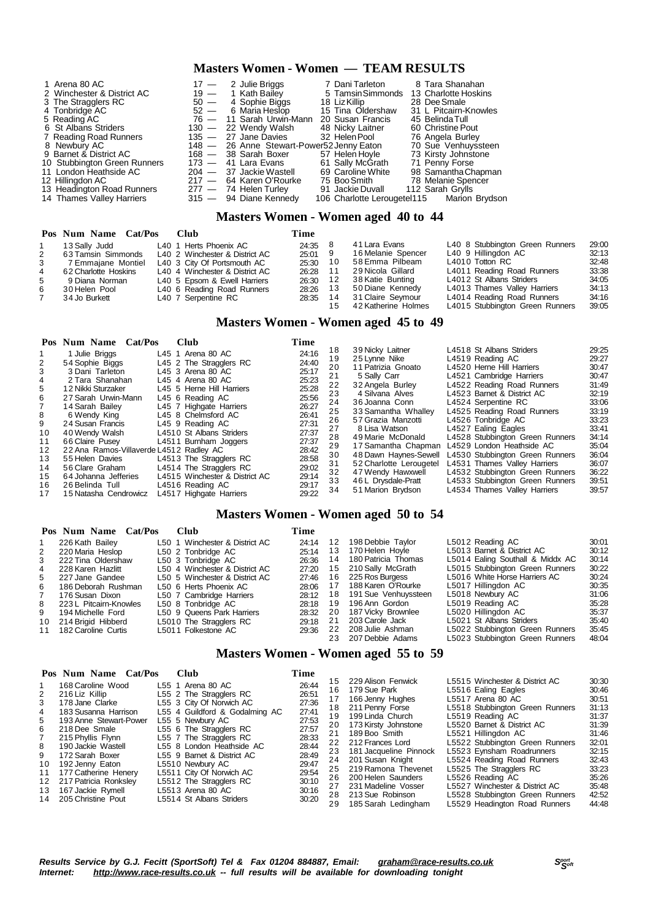# Masters Women - Women — TEAM RESULTS

| | Team | Pts | | | |
|---|---|---|---|---|---|
| 1 | Arena 80 AC | 17 — | 2 Julie Briggs | 7 Dani Tarleton | 8 Tara Shanahan |
| 2 | Winchester & District AC | 19 — | 1 Kath Bailey | 5 Tamsin Simmonds | 13 Charlotte Hoskins |
| 3 | The Stragglers RC | 50 — | 4 Sophie Biggs | 18 Liz Killip | 28 Dee Smale |
| 4 | Tonbridge AC | 52 — | 6 Maria Heslop | 15 Tina Oldershaw | 31 L Pitcairn-Knowles |
| 5 | Reading AC | 76 — | 11 Sarah Urwin-Mann | 20 Susan Francis | 45 Belinda Tull |
| 6 | St Albans Striders | 130 — | 22 Wendy Walsh | 48 Nicky Laitner | 60 Christine Pout |
| 7 | Reading Road Runners | 135 — | 27 Jane Davies | 32 Helen Pool | 76 Angela Burley |
| 8 | Newbury AC | 148 — | 26 Anne Stewart-Power | 52 Jenny Eaton | 70 Sue Venhuyssteen |
| 9 | Barnet & District AC | 168 — | 38 Sarah Boxer | 57 Helen Hoyle | 73 Kirsty Johnstone |
| 10 | Stubbington Green Runners | 173 — | 41 Lara Evans | 61 Sally McGrath | 71 Penny Forse |
| 11 | London Heathside AC | 204 — | 37 Jackie Wastell | 69 Caroline White | 98 Samantha Chapman |
| 12 | Hillingdon AC | 217 — | 64 Karen O'Rourke | 75 Boo Smith | 78 Melanie Spencer |
| 13 | Headington Road Runners | 277 — | 74 Helen Turley | 91 Jackie Duvall | 112 Sarah Grylls |
| 14 | Thames Valley Harriers | 315 — | 94 Diane Kennedy | 106 Charlotte Lerougetel | 115 Marion Brydson |

# Masters Women - Women aged 40 to 44

| Pos | Num | Name | Cat/Pos | Club | Time |
|---|---|---|---|---|---|
| 1 | 13 | Sally Judd | L40 1 | Herts Phoenix AC | 24:35 |
| 2 | 63 | Tamsin Simmonds | L40 2 | Winchester & District AC | 25:01 |
| 3 | 7 | Emmajane Montiel | L40 3 | City Of Portsmouth AC | 25:30 |
| 4 | 62 | Charlotte Hoskins | L40 4 | Winchester & District AC | 26:28 |
| 5 | 9 | Diana Norman | L40 5 | Epsom & Ewell Harriers | 26:30 |
| 6 | 30 | Helen Pool | L40 6 | Reading Road Runners | 28:26 |
| 7 | 34 | Jo Burkett | L40 7 | Serpentine RC | 28:35 |
| 8 | 41 | Lara Evans | L40 8 | Stubbington Green Runners | 29:00 |
| 9 | 16 | Melanie Spencer | L40 9 | Hillingdon AC | 32:13 |
| 10 | 58 | Emma Pilbeam | L4010 | Totton RC | 32:48 |
| 11 | 29 | Nicola Gillard | L4011 | Reading Road Runners | 33:38 |
| 12 | 38 | Katie Bunting | L4012 | St Albans Striders | 34:05 |
| 13 | 50 | Diane Kennedy | L4013 | Thames Valley Harriers | 34:13 |
| 14 | 31 | Claire Seymour | L4014 | Reading Road Runners | 34:16 |
| 15 | 42 | Katherine Holmes | L4015 | Stubbington Green Runners | 39:05 |

# Masters Women - Women aged 45 to 49

| Pos | Num | Name | Cat/Pos | Club | Time |
|---|---|---|---|---|---|
| 1 | 1 | Julie Briggs | L45 1 | Arena 80 AC | 24:16 |
| 2 | 54 | Sophie Biggs | L45 2 | The Stragglers RC | 24:40 |
| 3 | 3 | Dani Tarleton | L45 3 | Arena 80 AC | 25:17 |
| 4 | 2 | Tara Shanahan | L45 4 | Arena 80 AC | 25:23 |
| 5 | 12 | Nikki Sturzaker | L45 5 | Herne Hill Harriers | 25:28 |
| 6 | 27 | Sarah Urwin-Mann | L45 6 | Reading AC | 25:56 |
| 7 | 14 | Sarah Bailey | L45 7 | Highgate Harriers | 26:27 |
| 8 | 6 | Wendy King | L45 8 | Chelmsford AC | 26:41 |
| 9 | 24 | Susan Francis | L45 9 | Reading AC | 27:31 |
| 10 | 40 | Wendy Walsh | L4510 | St Albans Striders | 27:37 |
| 11 | 66 | Claire Pusey | L4511 | Burnham Joggers | 27:37 |
| 12 | 22 | Ana Ramos-Villaverde | L4512 | Radley AC | 28:42 |
| 13 | 55 | Helen Davies | L4513 | The Stragglers RC | 28:58 |
| 14 | 56 | Clare Graham | L4514 | The Stragglers RC | 29:02 |
| 15 | 64 | Johanna Jefferies | L4515 | Winchester & District AC | 29:14 |
| 16 | 26 | Belinda Tull | L4516 | Reading AC | 29:17 |
| 17 | 15 | Natasha Cendrowicz | L4517 | Highgate Harriers | 29:22 |
| 18 | 39 | Nicky Laitner | L4518 | St Albans Striders | 29:25 |
| 19 | 25 | Lynne Nike | L4519 | Reading AC | 29:27 |
| 20 | 11 | Patrizia Gnoato | L4520 | Herne Hill Harriers | 30:47 |
| 21 | 5 | Sally Carr | L4521 | Cambridge Harriers | 30:47 |
| 22 | 32 | Angela Burley | L4522 | Reading Road Runners | 31:49 |
| 23 | 4 | Silvana Alves | L4523 | Barnet & District AC | 32:19 |
| 24 | 36 | Joanna Conn | L4524 | Serpentine RC | 33:06 |
| 25 | 33 | Samantha Whalley | L4525 | Reading Road Runners | 33:19 |
| 26 | 57 | Grazia Manzotti | L4526 | Tonbridge AC | 33:23 |
| 27 | 8 | Lisa Watson | L4527 | Ealing Eagles | 33:41 |
| 28 | 49 | Marie McDonald | L4528 | Stubbington Green Runners | 34:14 |
| 29 | 17 | Samantha Chapman | L4529 | London Heathside AC | 35:04 |
| 30 | 48 | Dawn Haynes-Sewell | L4530 | Stubbington Green Runners | 36:04 |
| 31 | 52 | Charlotte Lerougetel | L4531 | Thames Valley Harriers | 36:07 |
| 32 | 47 | Wendy Hawxwell | L4532 | Stubbington Green Runners | 36:22 |
| 33 | 46 | L Drysdale-Pratt | L4533 | Stubbington Green Runners | 39:51 |
| 34 | 51 | Marion Brydson | L4534 | Thames Valley Harriers | 39:57 |

# Masters Women - Women aged 50 to 54

| Pos | Num | Name | Cat/Pos | Club | Time |
|---|---|---|---|---|---|
| 1 | 226 | Kath Bailey | L50 1 | Winchester & District AC | 24:14 |
| 2 | 220 | Maria Heslop | L50 2 | Tonbridge AC | 25:14 |
| 3 | 222 | Tina Oldershaw | L50 3 | Tonbridge AC | 26:36 |
| 4 | 228 | Karen Hazlitt | L50 4 | Winchester & District AC | 27:20 |
| 5 | 227 | Jane Gandee | L50 5 | Winchester & District AC | 27:46 |
| 6 | 186 | Deborah Rushman | L50 6 | Herts Phoenix AC | 28:06 |
| 7 | 176 | Susan Dixon | L50 7 | Cambridge Harriers | 28:12 |
| 8 | 223 | L Pitcairn-Knowles | L50 8 | Tonbridge AC | 28:18 |
| 9 | 194 | Michelle Ford | L50 9 | Queens Park Harriers | 28:32 |
| 10 | 214 | Brigid Hibberd | L5010 | The Stragglers RC | 29:18 |
| 11 | 182 | Caroline Curtis | L5011 | Folkestone AC | 29:36 |
| 12 | 198 | Debbie Taylor | L5012 | Reading AC | 30:01 |
| 13 | 170 | Helen Hoyle | L5013 | Barnet & District AC | 30:12 |
| 14 | 180 | Patricia Thomas | L5014 | Ealing Southall & Middx AC | 30:14 |
| 15 | 210 | Sally McGrath | L5015 | Stubbington Green Runners | 30:22 |
| 16 | 225 | Ros Burgess | L5016 | White Horse Harriers AC | 30:24 |
| 17 | 188 | Karen O'Rourke | L5017 | Hillingdon AC | 30:35 |
| 18 | 191 | Sue Venhuyssteen | L5018 | Newbury AC | 31:06 |
| 19 | 196 | Ann Gordon | L5019 | Reading AC | 35:28 |
| 20 | 187 | Vicky Brownlee | L5020 | Hillingdon AC | 35:37 |
| 21 | 203 | Carole Jack | L5021 | St Albans Striders | 35:40 |
| 22 | 208 | Julie Ashman | L5022 | Stubbington Green Runners | 35:45 |
| 23 | 207 | Debbie Adams | L5023 | Stubbington Green Runners | 48:04 |

# Masters Women - Women aged 55 to 59

| Pos | Num | Name | Cat/Pos | Club | Time |
|---|---|---|---|---|---|
| 1 | 168 | Caroline Wood | L55 1 | Arena 80 AC | 26:44 |
| 2 | 216 | Liz Killip | L55 2 | The Stragglers RC | 26:51 |
| 3 | 178 | Jane Clarke | L55 3 | City Of Norwich AC | 27:36 |
| 4 | 183 | Susanna Harrison | L55 4 | Guildford & Godalming AC | 27:41 |
| 5 | 193 | Anne Stewart-Power | L55 5 | Newbury AC | 27:53 |
| 6 | 218 | Dee Smale | L55 6 | The Stragglers RC | 27:57 |
| 7 | 215 | Phyllis Flynn | L55 7 | The Stragglers RC | 28:33 |
| 8 | 190 | Jackie Wastell | L55 8 | London Heathside AC | 28:44 |
| 9 | 172 | Sarah Boxer | L55 9 | Barnet & District AC | 28:49 |
| 10 | 192 | Jenny Eaton | L5510 | Newbury AC | 29:47 |
| 11 | 177 | Catherine Henery | L5511 | City Of Norwich AC | 29:54 |
| 12 | 217 | Patricia Ronksley | L5512 | The Stragglers RC | 30:10 |
| 13 | 167 | Jackie Rymell | L5513 | Arena 80 AC | 30:16 |
| 14 | 205 | Christine Pout | L5514 | St Albans Striders | 30:20 |
| 15 | 229 | Alison Fenwick | L5515 | Winchester & District AC | 30:30 |
| 16 | 179 | Sue Park | L5516 | Ealing Eagles | 30:46 |
| 17 | 166 | Jenny Hughes | L5517 | Arena 80 AC | 30:51 |
| 18 | 211 | Penny Forse | L5518 | Stubbington Green Runners | 31:13 |
| 19 | 199 | Linda Church | L5519 | Reading AC | 31:37 |
| 20 | 173 | Kirsty Johnstone | L5520 | Barnet & District AC | 31:39 |
| 21 | 189 | Boo Smith | L5521 | Hillingdon AC | 31:46 |
| 22 | 212 | Frances Lord | L5522 | Stubbington Green Runners | 32:01 |
| 23 | 181 | Jacqueline Pinnock | L5523 | Eynsham Roadrunners | 32:15 |
| 24 | 201 | Susan Knight | L5524 | Reading Road Runners | 32:43 |
| 25 | 219 | Ramona Thevenet | L5525 | The Stragglers RC | 33:23 |
| 26 | 200 | Helen Saunders | L5526 | Reading AC | 35:26 |
| 27 | 231 | Madeline Vosser | L5527 | Winchester & District AC | 35:48 |
| 28 | 213 | Sue Robinson | L5528 | Stubbington Green Runners | 42:52 |
| 29 | 185 | Sarah Ledingham | L5529 | Headington Road Runners | 44:48 |

***Results Service by G.J. Fecitt (SportSoft) Tel & Fax 01204 884887, Email: graham@race-results.co.uk***
***Internet: http://www.race-results.co.uk -- full results will be available for downloading tonight***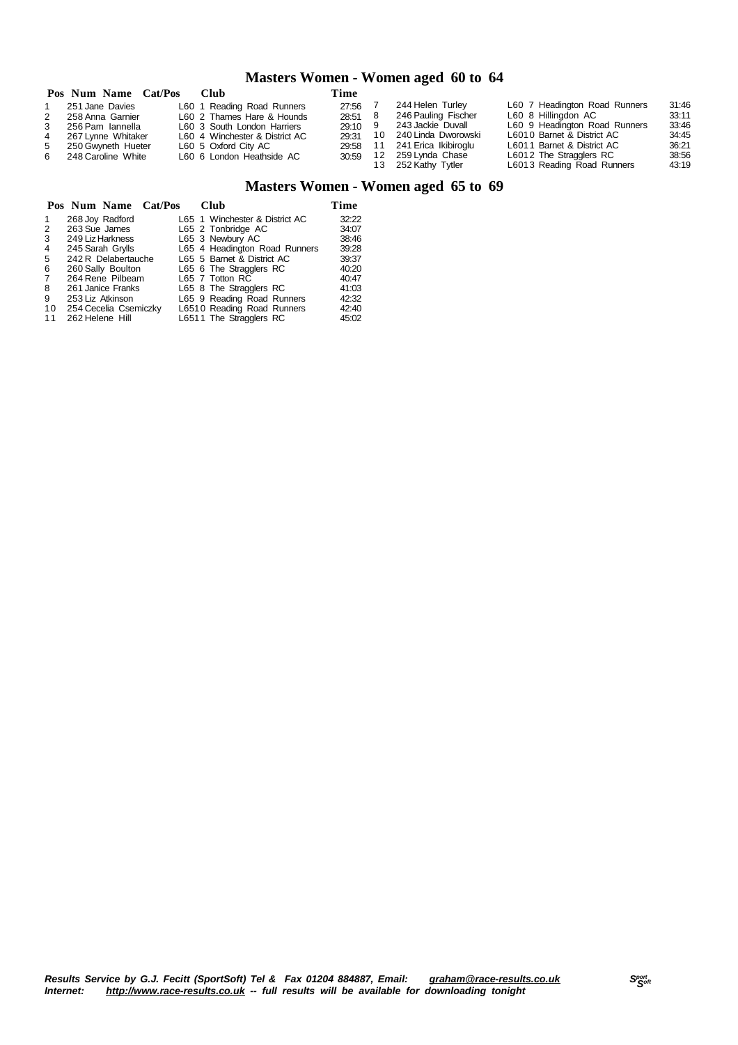## Masters Women - Women aged 60 to 64

| Pos | Num | Name | Cat/Pos | Club | Time |
|---|---|---|---|---|---|
| 1 | 251 | Jane Davies | L60 1 | Reading Road Runners | 27:56 |
| 2 | 258 | Anna Garnier | L60 2 | Thames Hare & Hounds | 28:51 |
| 3 | 256 | Pam Iannella | L60 3 | South London Harriers | 29:10 |
| 4 | 267 | Lynne Whitaker | L60 4 | Winchester & District AC | 29:31 |
| 5 | 250 | Gwyneth Hueter | L60 5 | Oxford City AC | 29:58 |
| 6 | 248 | Caroline White | L60 6 | London Heathside AC | 30:59 |
| 7 | 244 | Helen Turley | L60 7 | Headington Road Runners | 31:46 |
| 8 | 246 | Pauling Fischer | L60 8 | Hillingdon AC | 33:11 |
| 9 | 243 | Jackie Duvall | L60 9 | Headington Road Runners | 33:46 |
| 10 | 240 | Linda Dworowski | L60 10 | Barnet & District AC | 34:45 |
| 11 | 241 | Erica Ikibiroglu | L60 11 | Barnet & District AC | 36:21 |
| 12 | 259 | Lynda Chase | L60 12 | The Stragglers RC | 38:56 |
| 13 | 252 | Kathy Tytler | L60 13 | Reading Road Runners | 43:19 |

## Masters Women - Women aged 65 to 69

| Pos | Num | Name | Cat/Pos | Club | Time |
|---|---|---|---|---|---|
| 1 | 268 | Joy Radford | L65 1 | Winchester & District AC | 32:22 |
| 2 | 263 | Sue James | L65 2 | Tonbridge AC | 34:07 |
| 3 | 249 | Liz Harkness | L65 3 | Newbury AC | 38:46 |
| 4 | 245 | Sarah Grylls | L65 4 | Headington Road Runners | 39:28 |
| 5 | 242 | R Delabertauche | L65 5 | Barnet & District AC | 39:37 |
| 6 | 260 | Sally Boulton | L65 6 | The Stragglers RC | 40:20 |
| 7 | 264 | Rene Pilbeam | L65 7 | Totton RC | 40:47 |
| 8 | 261 | Janice Franks | L65 8 | The Stragglers RC | 41:03 |
| 9 | 253 | Liz Atkinson | L65 9 | Reading Road Runners | 42:32 |
| 10 | 254 | Cecelia Csemiczky | L65 10 | Reading Road Runners | 42:40 |
| 11 | 262 | Helene Hill | L65 11 | The Stragglers RC | 45:02 |

***Results Service by G.J. Fecitt (SportSoft) Tel & Fax 01204 884887, Email: graham@race-results.co.uk***
***Internet: http://www.race-results.co.uk -- full results will be available for downloading tonight***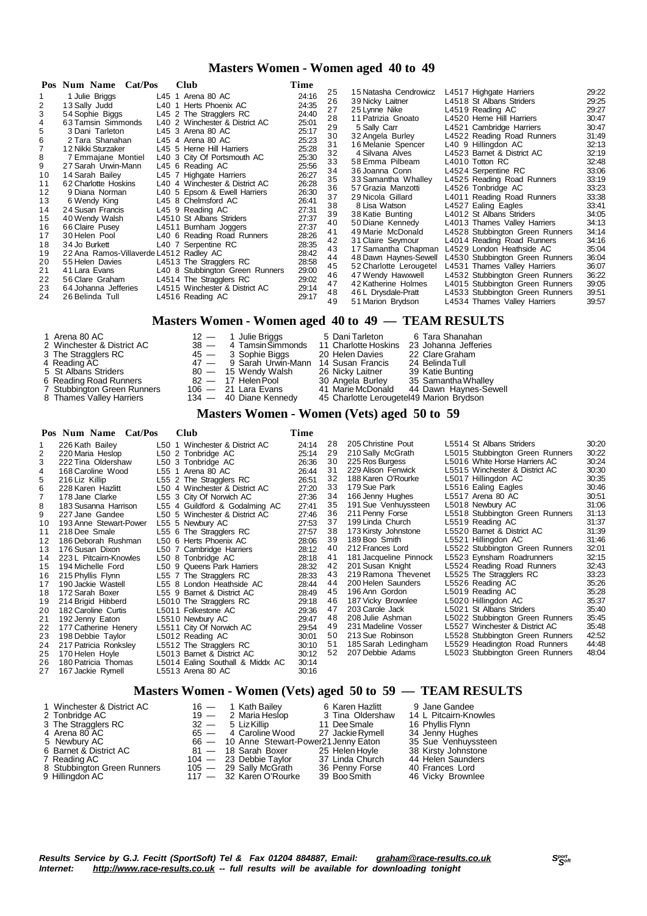## Masters Women - Women aged 40 to 49

| Pos | Num | Name | Cat/Pos | Club | Time |
|---|---|---|---|---|---|
| 1 | 1 | Julie Briggs | L45 1 | Arena 80 AC | 24:16 |
| 2 | 13 | Sally Judd | L40 1 | Herts Phoenix AC | 24:35 |
| 3 | 54 | Sophie Biggs | L45 2 | The Stragglers RC | 24:40 |
| 4 | 63 | Tamsin Simmonds | L40 2 | Winchester & District AC | 25:01 |
| 5 | 3 | Dani Tarleton | L45 3 | Arena 80 AC | 25:17 |
| 6 | 2 | Tara Shanahan | L45 4 | Arena 80 AC | 25:23 |
| 7 | 12 | Nikki Sturzaker | L45 5 | Herne Hill Harriers | 25:28 |
| 8 | 7 | Emmajane Montiel | L40 3 | City Of Portsmouth AC | 25:30 |
| 9 | 27 | Sarah Urwin-Mann | L45 6 | Reading AC | 25:56 |
| 10 | 14 | Sarah Bailey | L45 7 | Highgate Harriers | 26:27 |
| 11 | 62 | Charlotte Hoskins | L40 4 | Winchester & District AC | 26:28 |
| 12 | 9 | Diana Norman | L40 5 | Epsom & Ewell Harriers | 26:30 |
| 13 | 6 | Wendy King | L45 8 | Chelmsford AC | 26:41 |
| 14 | 24 | Susan Francis | L45 9 | Reading AC | 27:31 |
| 15 | 40 | Wendy Walsh | L4510 | St Albans Striders | 27:37 |
| 16 | 66 | Claire Pusey | L4511 | Burnham Joggers | 27:37 |
| 17 | 30 | Helen Pool | L40 6 | Reading Road Runners | 28:26 |
| 18 | 34 | Jo Burkett | L40 7 | Serpentine RC | 28:35 |
| 19 | 22 | Ana Ramos-Villaverde | L4512 | Radley AC | 28:42 |
| 20 | 55 | Helen Davies | L4513 | The Stragglers RC | 28:58 |
| 21 | 41 | Lara Evans | L40 8 | Stubbington Green Runners | 29:00 |
| 22 | 56 | Clare Graham | L4514 | The Stragglers RC | 29:02 |
| 23 | 64 | Johanna Jefferies | L4515 | Winchester & District AC | 29:14 |
| 24 | 26 | Belinda Tull | L4516 | Reading AC | 29:17 |
| 25 | 15 | Natasha Cendrowicz | L4517 | Highgate Harriers | 29:22 |
| 26 | 39 | Nicky Laitner | L4518 | St Albans Striders | 29:25 |
| 27 | 25 | Lynne Nike | L4519 | Reading AC | 29:27 |
| 28 | 11 | Patrizia Gnoato | L4520 | Herne Hill Harriers | 30:47 |
| 29 | 5 | Sally Carr | L4521 | Cambridge Harriers | 30:47 |
| 30 | 32 | Angela Burley | L4522 | Reading Road Runners | 31:49 |
| 31 | 16 | Melanie Spencer | L40 9 | Hillingdon AC | 32:13 |
| 32 | 4 | Silvana Alves | L4523 | Barnet & District AC | 32:19 |
| 33 | 58 | Emma Pilbeam | L4010 | Totton RC | 32:48 |
| 34 | 36 | Joanna Conn | L4524 | Serpentine RC | 33:06 |
| 35 | 33 | Samantha Whalley | L4525 | Reading Road Runners | 33:19 |
| 36 | 57 | Grazia Manzotti | L4526 | Tonbridge AC | 33:23 |
| 37 | 29 | Nicola Gillard | L4011 | Reading Road Runners | 33:38 |
| 38 | 8 | Lisa Watson | L4527 | Ealing Eagles | 33:41 |
| 39 | 38 | Katie Bunting | L4012 | St Albans Striders | 34:05 |
| 40 | 50 | Diane Kennedy | L4013 | Thames Valley Harriers | 34:13 |
| 41 | 49 | Marie McDonald | L4528 | Stubbington Green Runners | 34:14 |
| 42 | 31 | Claire Seymour | L4014 | Reading Road Runners | 34:16 |
| 43 | 17 | Samantha Chapman | L4529 | London Heathside AC | 35:04 |
| 44 | 48 | Dawn Haynes-Sewell | L4530 | Stubbington Green Runners | 36:04 |
| 45 | 52 | Charlotte Lerougetel | L4531 | Thames Valley Harriers | 36:07 |
| 46 | 47 | Wendy Hawxwell | L4532 | Stubbington Green Runners | 36:22 |
| 47 | 42 | Katherine Holmes | L4015 | Stubbington Green Runners | 39:05 |
| 48 | 46 | L Drysdale-Pratt | L4533 | Stubbington Green Runners | 39:51 |
| 49 | 51 | Marion Brydson | L4534 | Thames Valley Harriers | 39:57 |

## Masters Women - Women aged 40 to 49 — TEAM RESULTS

| Pos | Team | Points | | | |
|---|---|---|---|---|---|
| 1 | Arena 80 AC | 12 — | 1 Julie Briggs | 5 Dani Tarleton | 6 Tara Shanahan |
| 2 | Winchester & District AC | 38 — | 4 Tamsin Simmonds | 11 Charlotte Hoskins | 23 Johanna Jefferies |
| 3 | The Stragglers RC | 45 — | 3 Sophie Biggs | 20 Helen Davies | 22 Clare Graham |
| 4 | Reading AC | 47 — | 9 Sarah Urwin-Mann | 14 Susan Francis | 24 Belinda Tull |
| 5 | St Albans Striders | 80 — | 15 Wendy Walsh | 26 Nicky Laitner | 39 Katie Bunting |
| 6 | Reading Road Runners | 82 — | 17 Helen Pool | 30 Angela Burley | 35 Samantha Whalley |
| 7 | Stubbington Green Runners | 106 — | 21 Lara Evans | 41 Marie McDonald | 44 Dawn Haynes-Sewell |
| 8 | Thames Valley Harriers | 134 — | 40 Diane Kennedy | 45 Charlotte Lerougetel | 49 Marion Brydson |

## Masters Women - Women (Vets) aged 50 to 59

| Pos | Num | Name | Cat/Pos | Club | Time |
|---|---|---|---|---|---|
| 1 | 226 | Kath Bailey | L50 1 | Winchester & District AC | 24:14 |
| 2 | 220 | Maria Heslop | L50 2 | Tonbridge AC | 25:14 |
| 3 | 222 | Tina Oldershaw | L50 3 | Tonbridge AC | 26:36 |
| 4 | 168 | Caroline Wood | L55 1 | Arena 80 AC | 26:44 |
| 5 | 216 | Liz Killip | L55 2 | The Stragglers RC | 26:51 |
| 6 | 228 | Karen Hazlitt | L50 4 | Winchester & District AC | 27:20 |
| 7 | 178 | Jane Clarke | L55 3 | City Of Norwich AC | 27:36 |
| 8 | 183 | Susanna Harrison | L55 4 | Guildford & Godalming AC | 27:41 |
| 9 | 227 | Jane Gandee | L50 5 | Winchester & District AC | 27:46 |
| 10 | 193 | Anne Stewart-Power | L55 5 | Newbury AC | 27:53 |
| 11 | 218 | Dee Smale | L55 6 | The Stragglers RC | 27:57 |
| 12 | 186 | Deborah Rushman | L50 6 | Herts Phoenix AC | 28:06 |
| 13 | 176 | Susan Dixon | L50 7 | Cambridge Harriers | 28:12 |
| 14 | 223 | L Pitcairn-Knowles | L50 8 | Tonbridge AC | 28:18 |
| 15 | 194 | Michelle Ford | L50 9 | Queens Park Harriers | 28:32 |
| 16 | 215 | Phyllis Flynn | L55 7 | The Stragglers RC | 28:33 |
| 17 | 190 | Jackie Wastell | L55 8 | London Heathside AC | 28:44 |
| 18 | 172 | Sarah Boxer | L55 9 | Barnet & District AC | 28:49 |
| 19 | 214 | Brigid Hibberd | L5010 | The Stragglers RC | 29:18 |
| 20 | 182 | Caroline Curtis | L5011 | Folkestone AC | 29:36 |
| 21 | 192 | Jenny Eaton | L5510 | Newbury AC | 29:47 |
| 22 | 177 | Catherine Henery | L5511 | City Of Norwich AC | 29:54 |
| 23 | 198 | Debbie Taylor | L5012 | Reading AC | 30:01 |
| 24 | 217 | Patricia Ronksley | L5512 | The Stragglers RC | 30:10 |
| 25 | 170 | Helen Hoyle | L5013 | Barnet & District AC | 30:12 |
| 26 | 180 | Patricia Thomas | L5014 | Ealing Southall & Middx AC | 30:14 |
| 27 | 167 | Jackie Rymell | L5513 | Arena 80 AC | 30:16 |
| 28 | 205 | Christine Pout | L5514 | St Albans Striders | 30:20 |
| 29 | 210 | Sally McGrath | L5015 | Stubbington Green Runners | 30:22 |
| 30 | 225 | Ros Burgess | L5016 | White Horse Harriers AC | 30:24 |
| 31 | 229 | Alison Fenwick | L5515 | Winchester & District AC | 30:30 |
| 32 | 188 | Karen O'Rourke | L5017 | Hillingdon AC | 30:35 |
| 33 | 179 | Sue Park | L5516 | Ealing Eagles | 30:46 |
| 34 | 166 | Jenny Hughes | L5517 | Arena 80 AC | 30:51 |
| 35 | 191 | Sue Venhuyssteen | L5018 | Newbury AC | 31:06 |
| 36 | 211 | Penny Forse | L5518 | Stubbington Green Runners | 31:13 |
| 37 | 199 | Linda Church | L5519 | Reading AC | 31:37 |
| 38 | 173 | Kirsty Johnstone | L5520 | Barnet & District AC | 31:39 |
| 39 | 189 | Boo Smith | L5521 | Hillingdon AC | 31:46 |
| 40 | 212 | Frances Lord | L5522 | Stubbington Green Runners | 32:01 |
| 41 | 181 | Jacqueline Pinnock | L5523 | Eynsham Roadrunners | 32:15 |
| 42 | 201 | Susan Knight | L5524 | Reading Road Runners | 32:43 |
| 43 | 219 | Ramona Thevenet | L5525 | The Stragglers RC | 33:23 |
| 44 | 200 | Helen Saunders | L5526 | Reading AC | 35:26 |
| 45 | 196 | Ann Gordon | L5019 | Reading AC | 35:28 |
| 46 | 187 | Vicky Brownlee | L5020 | Hillingdon AC | 35:37 |
| 47 | 203 | Carole Jack | L5021 | St Albans Striders | 35:40 |
| 48 | 208 | Julie Ashman | L5022 | Stubbington Green Runners | 35:45 |
| 49 | 231 | Madeline Vosser | L5527 | Winchester & District AC | 35:48 |
| 50 | 213 | Sue Robinson | L5528 | Stubbington Green Runners | 42:52 |
| 51 | 185 | Sarah Ledingham | L5529 | Headington Road Runners | 44:48 |
| 52 | 207 | Debbie Adams | L5023 | Stubbington Green Runners | 48:04 |

## Masters Women - Women (Vets) aged 50 to 59 — TEAM RESULTS

| Pos | Team | Points | | | |
|---|---|---|---|---|---|
| 1 | Winchester & District AC | 16 — | 1 Kath Bailey | 6 Karen Hazlitt | 9 Jane Gandee |
| 2 | Tonbridge AC | 19 — | 2 Maria Heslop | 3 Tina Oldershaw | 14 L Pitcairn-Knowles |
| 3 | The Stragglers RC | 32 — | 5 Liz Killip | 11 Dee Smale | 16 Phyllis Flynn |
| 4 | Arena 80 AC | 65 — | 4 Caroline Wood | 27 Jackie Rymell | 34 Jenny Hughes |
| 5 | Newbury AC | 66 — | 10 Anne Stewart-Power | 21 Jenny Eaton | 35 Sue Venhuyssteen |
| 6 | Barnet & District AC | 81 — | 18 Sarah Boxer | 25 Helen Hoyle | 38 Kirsty Johnstone |
| 7 | Reading AC | 104 — | 23 Debbie Taylor | 37 Linda Church | 44 Helen Saunders |
| 8 | Stubbington Green Runners | 105 — | 29 Sally McGrath | 36 Penny Forse | 40 Frances Lord |
| 9 | Hillingdon AC | 117 — | 32 Karen O'Rourke | 39 Boo Smith | 46 Vicky Brownlee |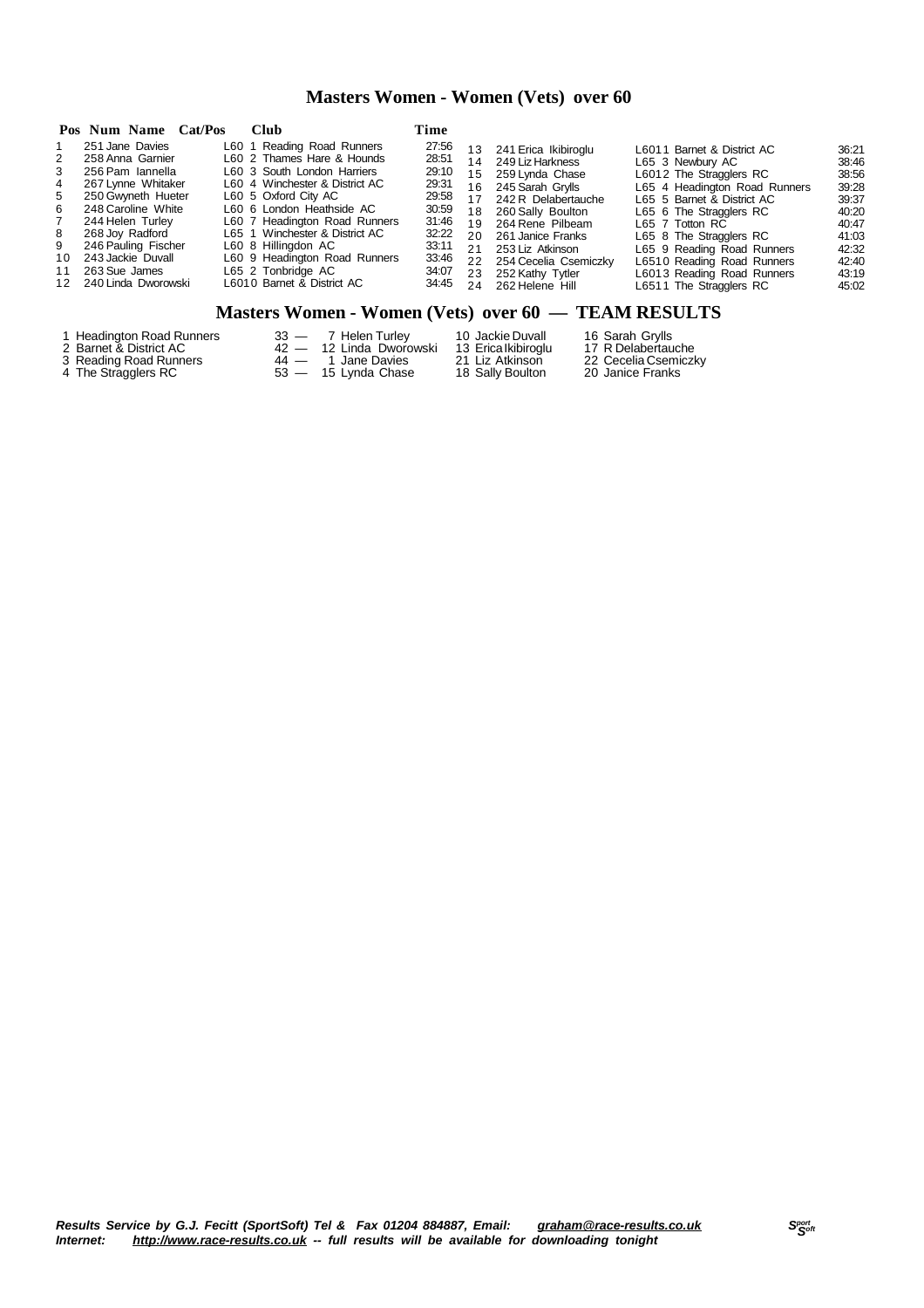## Masters Women - Women (Vets) over 60

| Pos | Num | Name | Cat/Pos | Club | Time |
|---|---|---|---|---|---|
| 1 | 251 | Jane Davies | L60 1 | Reading Road Runners | 27:56 |
| 2 | 258 | Anna Garnier | L60 2 | Thames Hare & Hounds | 28:51 |
| 3 | 256 | Pam Iannella | L60 3 | South London Harriers | 29:10 |
| 4 | 267 | Lynne Whitaker | L60 4 | Winchester & District AC | 29:31 |
| 5 | 250 | Gwyneth Hueter | L60 5 | Oxford City AC | 29:58 |
| 6 | 248 | Caroline White | L60 6 | London Heathside AC | 30:59 |
| 7 | 244 | Helen Turley | L60 7 | Headington Road Runners | 31:46 |
| 8 | 268 | Joy Radford | L65 1 | Winchester & District AC | 32:22 |
| 9 | 246 | Pauling Fischer | L60 8 | Hillingdon AC | 33:11 |
| 10 | 243 | Jackie Duvall | L60 9 | Headington Road Runners | 33:46 |
| 11 | 263 | Sue James | L65 2 | Tonbridge AC | 34:07 |
| 12 | 240 | Linda Dworowski | L6010 | Barnet & District AC | 34:45 |
| 13 | 241 | Erica Ikibiroglu | L6011 | Barnet & District AC | 36:21 |
| 14 | 249 | Liz Harkness | L65 3 | Newbury AC | 38:46 |
| 15 | 259 | Lynda Chase | L6012 | The Stragglers RC | 38:56 |
| 16 | 245 | Sarah Grylls | L65 4 | Headington Road Runners | 39:28 |
| 17 | 242 | R Delabertauche | L65 5 | Barnet & District AC | 39:37 |
| 18 | 260 | Sally Boulton | L65 6 | The Stragglers RC | 40:20 |
| 19 | 264 | Rene Pilbeam | L65 7 | Totton RC | 40:47 |
| 20 | 261 | Janice Franks | L65 8 | The Stragglers RC | 41:03 |
| 21 | 253 | Liz Atkinson | L65 9 | Reading Road Runners | 42:32 |
| 22 | 254 | Cecelia Csemiczky | L6510 | Reading Road Runners | 42:40 |
| 23 | 252 | Kathy Tytler | L6013 | Reading Road Runners | 43:19 |
| 24 | 262 | Helene Hill | L6511 | The Stragglers RC | 45:02 |

## Masters Women - Women (Vets) over 60 — TEAM RESULTS

| Pos | Team | Points | | | |
|---|---|---|---|---|---|
| 1 | Headington Road Runners | 33 — | 7 Helen Turley | 10 Jackie Duvall | 16 Sarah Grylls |
| 2 | Barnet & District AC | 42 — | 12 Linda Dworowski | 13 Erica Ikibiroglu | 17 R Delabertauche |
| 3 | Reading Road Runners | 44 — | 1 Jane Davies | 21 Liz Atkinson | 22 Cecelia Csemiczky |
| 4 | The Stragglers RC | 53 — | 15 Lynda Chase | 18 Sally Boulton | 20 Janice Franks |

***Results Service by G.J. Fecitt (SportSoft) Tel & Fax 01204 884887, Email: graham@race-results.co.uk***
***Internet: http://www.race-results.co.uk -- full results will be available for downloading tonight***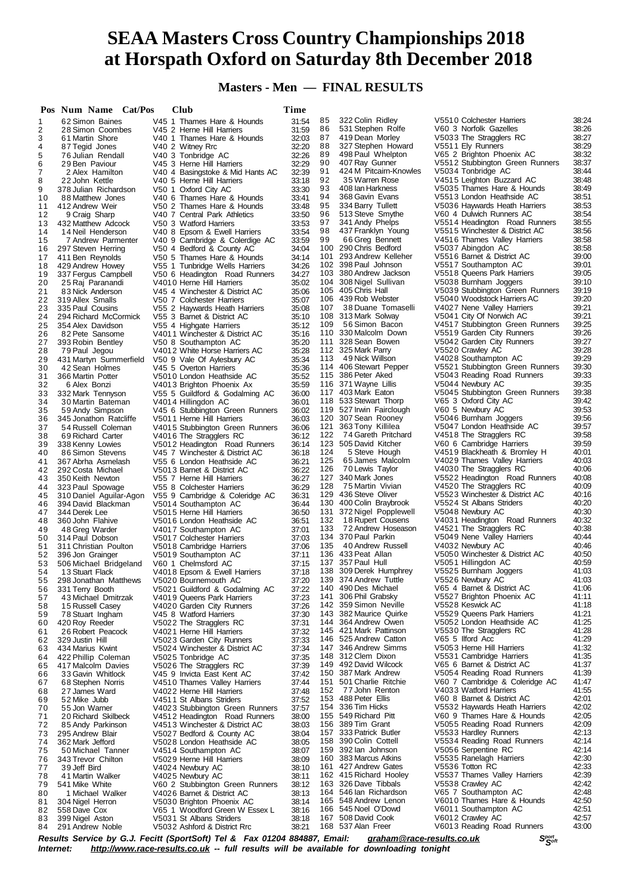# SEAA Masters Cross Country Championships 2018 at Horspath Oxford on Saturday 8th December 2018

## Masters - Men — FINAL RESULTS

| Pos | Num | Name | Cat/Pos | Club | Time |
|---|---|---|---|---|---|
| 1 | 62 | Simon Baines | V45 1 | Thames Hare & Hounds | 31:54 |
| 2 | 28 | Simon Coombes | V45 2 | Herne Hill Harriers | 31:59 |
| 3 | 61 | Martin Shore | V40 1 | Thames Hare & Hounds | 32:03 |
| 4 | 87 | Tegid Jones | V40 2 | Witney Rrc | 32:20 |
| 5 | 76 | Julian Rendall | V40 3 | Tonbridge AC | 32:26 |
| 6 | 29 | Ben Paviour | V45 3 | Herne Hill Harriers | 32:29 |
| 7 | 2 | Alex Hamilton | V40 4 | Basingstoke & Mid Hants AC | 32:39 |
| 8 | 22 | John Kettle | V40 5 | Herne Hill Harriers | 33:18 |
| 9 | 378 | Julian Richardson | V50 1 | Oxford City AC | 33:30 |
| 10 | 88 | Matthew Jones | V40 6 | Thames Hare & Hounds | 33:41 |
| 11 | 412 | Andrew Weir | V50 2 | Thames Hare & Hounds | 33:48 |
| 12 | 9 | Craig Sharp | V40 7 | Central Park Athletics | 33:50 |
| 13 | 432 | Matthew Adcock | V50 3 | Watford Harriers | 33:53 |
| 14 | 14 | Neil Henderson | V40 8 | Epsom & Ewell Harriers | 33:54 |
| 15 | 7 | Andrew Parmenter | V40 9 | Cambridge & Colerdige AC | 33:59 |
| 16 | 297 | Steven Herring | V50 4 | Bedford & County AC | 34:04 |
| 17 | 411 | Ben Reynolds | V50 5 | Thames Hare & Hounds | 34:14 |
| 18 | 429 | Andrew Howey | V55 1 | Tunbridge Wells Harriers | 34:26 |
| 19 | 337 | Fergus Campbell | V50 6 | Headington Road Runners | 34:27 |
| 20 | 25 | Raj Paranandi | V4010 | Herne Hill Harriers | 35:02 |
| 21 | 83 | Nick Anderson | V45 4 | Winchester & District AC | 35:06 |
| 22 | 319 | Allex Smalls | V50 7 | Colchester Harriers | 35:07 |
| 23 | 335 | Paul Cousins | V55 2 | Haywards Heath Harriers | 35:08 |
| 24 | 294 | Richard McCormick | V55 3 | Barnet & District AC | 35:10 |
| 25 | 354 | Alex Davidson | V55 4 | Highgate Harriers | 35:12 |
| 26 | 82 | Pete Sansome | V4011 | Winchester & District AC | 35:16 |
| 27 | 393 | Robin Bentley | V50 8 | Southampton AC | 35:20 |
| 28 | 79 | Paul Jegou | V4012 | White Horse Harriers AC | 35:28 |
| 29 | 431 | Martyn Summerfield | V50 9 | Vale Of Aylesbury AC | 35:34 |
| 30 | 42 | Sean Holmes | V45 5 | Overton Harriers | 35:36 |
| 31 | 366 | Martin Potter | V5010 | London Heathside AC | 35:52 |
| 32 | 6 | Alex Bonzi | V4013 | Brighton Phoenix Ax | 35:59 |
| 33 | 332 | Mark Tennyson | V55 5 | Guildford & Godalming AC | 36:00 |
| 34 | 30 | Martin Bateman | V4014 | Hillingdon AC | 36:01 |
| 35 | 59 | Andy Simpson | V45 6 | Stubbington Green Runners | 36:02 |
| 36 | 345 | Jonathon Ratcliffe | V5011 | Herne Hill Harriers | 36:03 |
| 37 | 54 | Russell Coleman | V4015 | Stubbington Green Runners | 36:06 |
| 38 | 69 | Richard Carter | V4016 | The Stragglers RC | 36:12 |
| 39 | 338 | Kenny Lowies | V5012 | Headington Road Runners | 36:14 |
| 40 | 86 | Simon Stevens | V45 7 | Winchester & District AC | 36:18 |
| 41 | 367 | Abrha Asmelash | V55 6 | London Heathside AC | 36:21 |
| 42 | 292 | Costa Michael | V5013 | Barnet & District AC | 36:22 |
| 43 | 350 | Keith Newton | V55 7 | Herne Hill Harriers | 36:27 |
| 44 | 323 | Paul Spowage | V55 8 | Colchester Harriers | 36:29 |
| 45 | 310 | Daniel Aguilar-Agon | V55 9 | Cambridge & Coleridge AC | 36:31 |
| 46 | 394 | David Blackman | V5014 | Southampton AC | 36:44 |
| 47 | 344 | Derek Lee | V5015 | Herne Hill Harriers | 36:50 |
| 48 | 360 | John Flahive | V5016 | London Heathside AC | 36:51 |
| 49 | 48 | Greg Warder | V4017 | Southampton AC | 37:01 |
| 50 | 314 | Paul Dobson | V5017 | Colchester Harriers | 37:03 |
| 51 | 311 | Christian Poulton | V5018 | Cambridge Harriers | 37:06 |
| 52 | 396 | Jon Grainger | V5019 | Southampton AC | 37:13 |
| 53 | 506 | Michael Bridgeland | V60 1 | Chelmsford AC | 37:15 |
| 54 | 13 | Stuart Flack | V4018 | Epsom & Ewell Harriers | 37:18 |
| 55 | 298 | Jonathan Matthews | V5020 | Bournemouth AC | 37:20 |
| 56 | 331 | Terry Booth | V5021 | Guildford & Godalming AC | 37:22 |
| 57 | 43 | Michael Dmitrzak | V4019 | Queens Park Harriers | 37:23 |
| 58 | 15 | Russell Casey | V4020 | Garden City Runners | 37:26 |
| 59 | 78 | Stuart Ingham | V45 8 | Watford Harriers | 37:30 |
| 60 | 420 | Roy Reeder | V5022 | The Stragglers RC | 37:31 |
| 61 | 26 | Robert Peacock | V4021 | Herne Hill Harriers | 37:32 |
| 62 | 329 | Justin Hill | V5023 | Garden City Runners | 37:33 |
| 63 | 434 | Marius Kwint | V5024 | Winchester & District AC | 37:34 |
| 64 | 422 | Phillip Coleman | V5025 | Tonbridge AC | 37:35 |
| 65 | 417 | Malcolm Davies | V5026 | The Stragglers RC | 37:39 |
| 66 | 33 | Gavin Whitlock | V45 9 | Invicta East Kent AC | 37:42 |
| 67 | 68 | Stephen Norris | V4510 | Thames Valley Harriers | 37:44 |
| 68 | 27 | James Ward | V4022 | Herne Hill Harriers | 37:48 |
| 69 | 52 | Mike Jubb | V4511 | St Albans Striders | 37:52 |
| 70 | 55 | Jon Warner | V4023 | Stubbington Green Runners | 37:57 |
| 71 | 20 | Richard Skilbeck | V4512 | Headington Road Runners | 38:00 |
| 72 | 85 | Andy Parkinson | V4513 | Winchester & District AC | 38:03 |
| 73 | 295 | Andrew Blair | V5027 | Bedford & County AC | 38:04 |
| 74 | 362 | Mark Jefford | V5028 | London Heathside AC | 38:05 |
| 75 | 50 | Michael Tanner | V4514 | Southampton AC | 38:07 |
| 76 | 343 | Trevor Chilton | V5029 | Herne Hill Harriers | 38:09 |
| 77 | 39 | Jeff Bird | V4024 | Newbury AC | 38:10 |
| 78 | 41 | Martin Walker | V4025 | Newbury AC | 38:11 |
| 79 | 541 | Mike White | V60 2 | Stubbington Green Runners | 38:12 |
| 80 | 1 | Michael Walker | V4026 | Barnet & District AC | 38:13 |
| 81 | 304 | Nigel Herron | V5030 | Brighton Phoenix AC | 38:14 |
| 82 | 558 | Dave Cox | V65 1 | Woodford Green W Essex L | 38:16 |
| 83 | 399 | Nigel Aston | V5031 | St Albans Striders | 38:18 |
| 84 | 291 | Andrew Noble | V5032 | Ashford & District Rrc | 38:21 |
| 85 | 322 | Colin Ridley | V5510 | Colchester Harriers | 38:24 |
| 86 | 531 | Stephen Rolfe | V60 3 | Norfolk Gazelles | 38:26 |
| 87 | 419 | Dean Morley | V5033 | The Stragglers RC | 38:27 |
| 88 | 327 | Stephen Howard | V5511 | Ely Runners | 38:29 |
| 89 | 498 | Paul Whelpton | V65 2 | Brighton Phoenix AC | 38:32 |
| 90 | 407 | Ray Gunner | V5512 | Stubbington Green Runners | 38:37 |
| 91 | 424 | M Pitcairn-Knowles | V5034 | Tonbridge AC | 38:44 |
| 92 | 35 | Warren Rose | V4515 | Leighton Buzzard AC | 38:48 |
| 93 | 408 | Ian Harkness | V5035 | Thames Hare & Hounds | 38:49 |
| 94 | 368 | Gavin Evans | V5513 | London Heathside AC | 38:51 |
| 95 | 334 | Barry Tullett | V5036 | Haywards Heath Harriers | 38:53 |
| 96 | 513 | Steve Smythe | V60 4 | Dulwich Runners AC | 38:54 |
| 97 | 341 | Andy Phelps | V5514 | Headington Road Runners | 38:55 |
| 98 | 437 | Franklyn Young | V5515 | Winchester & District AC | 38:56 |
| 99 | 66 | Greg Bennett | V4516 | Thames Valley Harriers | 38:58 |
| 100 | 290 | Chris Bedford | V5037 | Abingdon AC | 38:58 |
| 101 | 293 | Andrew Kelleher | V5516 | Barnet & District AC | 39:00 |
| 102 | 398 | Paul Johnson | V5517 | Southampton AC | 39:01 |
| 103 | 380 | Andrew Jackson | V5518 | Queens Park Harriers | 39:05 |
| 104 | 308 | Nigel Sullivan | V5038 | Burnham Joggers | 39:10 |
| 105 | 405 | Chris Hall | V5039 | Stubbington Green Runners | 39:19 |
| 106 | 439 | Rob Webster | V5040 | Woodstock Harriers AC | 39:20 |
| 107 | 38 | Duane Tomaselli | V4027 | Nene Valley Harriers | 39:21 |
| 108 | 313 | Mark Solway | V5041 | City Of Norwich AC | 39:21 |
| 109 | 56 | Simon Bacon | V4517 | Stubbington Green Runners | 39:25 |
| 110 | 330 | Malcolm Down | V5519 | Garden City Runners | 39:26 |
| 111 | 328 | Sean Bowen | V5042 | Garden City Runners | 39:27 |
| 112 | 325 | Mark Parry | V5520 | Crawley AC | 39:28 |
| 113 | 49 | Nick Willson | V4028 | Southampton AC | 39:29 |
| 114 | 406 | Stewart Pepper | V5521 | Stubbington Green Runners | 39:30 |
| 115 | 386 | Peter Aked | V5043 | Reading Road Runners | 39:33 |
| 116 | 371 | Wayne Lillis | V5044 | Newbury AC | 39:35 |
| 117 | 403 | Mark Eaton | V5045 | Stubbington Green Runners | 39:38 |
| 118 | 533 | Stewart Thorp | V65 3 | Oxford City AC | 39:42 |
| 119 | 527 | Irwin Fairclough | V60 5 | Newbury AC | 39:53 |
| 120 | 307 | Sean Rooney | V5046 | Burnham Joggers | 39:56 |
| 121 | 363 | Tony Killilea | V5047 | London Heathside AC | 39:57 |
| 122 | 74 | Gareth Pritchard | V4518 | The Stragglers RC | 39:58 |
| 123 | 505 | David Kitcher | V60 6 | Cambridge Harriers | 39:59 |
| 124 | 5 | Steve Hough | V4519 | Blackheath & Bromley H | 40:01 |
| 125 | 65 | James Malcolm | V4029 | Thames Valley Harriers | 40:03 |
| 126 | 70 | Lewis Taylor | V4030 | The Stragglers RC | 40:06 |
| 127 | 340 | Mark Jones | V5522 | Headington Road Runners | 40:08 |
| 128 | 75 | Martin Vivian | V4520 | The Stragglers RC | 40:09 |
| 129 | 436 | Steve Oliver | V5523 | Winchester & District AC | 40:16 |
| 130 | 400 | Colin Braybrook | V5524 | St Albans Striders | 40:20 |
| 131 | 372 | Nigel Popplewell | V5048 | Newbury AC | 40:30 |
| 132 | 18 | Rupert Cousens | V4031 | Headington Road Runners | 40:32 |
| 133 | 72 | Andrew Hoseason | V4521 | The Stragglers RC | 40:38 |
| 134 | 370 | Paul Parkin | V5049 | Nene Valley Harriers | 40:44 |
| 135 | 40 | Andrew Russell | V4032 | Newbury AC | 40:46 |
| 136 | 433 | Peat Allan | V5050 | Winchester & District AC | 40:50 |
| 137 | 357 | Paul Hull | V5051 | Hillingdon AC | 40:59 |
| 138 | 309 | Derek Humphrey | V5525 | Burnham Joggers | 41:03 |
| 139 | 374 | Andrew Tuttle | V5526 | Newbury AC | 41:03 |
| 140 | 490 | Des Michael | V65 4 | Barnet & District AC | 41:06 |
| 141 | 306 | Phil Grabsky | V5527 | Brighton Phoenix AC | 41:11 |
| 142 | 359 | Simon Neville | V5528 | Keswick AC | 41:18 |
| 143 | 382 | Maurice Quirke | V5529 | Queens Park Harriers | 41:21 |
| 144 | 364 | Andrew Owen | V5052 | London Heathside AC | 41:25 |
| 145 | 421 | Mark Pattinson | V5530 | The Stragglers RC | 41:28 |
| 146 | 525 | Andrew Catton | V65 5 | Ilford Acc | 41:29 |
| 147 | 346 | Andrew Simms | V5053 | Herne Hill Harriers | 41:32 |
| 148 | 312 | Clem Dixon | V5531 | Cambridge Harriers | 41:35 |
| 149 | 492 | David Wilcock | V65 6 | Barnet & District AC | 41:37 |
| 150 | 387 | Mark Andrew | V5054 | Reading Road Runners | 41:39 |
| 151 | 501 | Charlie Ritchie | V60 7 | Cambridge & Coleridge AC | 41:47 |
| 152 | 77 | John Renton | V4033 | Watford Harriers | 41:55 |
| 153 | 488 | Peter Ellis | V60 8 | Barnet & District AC | 42:01 |
| 154 | 336 | Tim Hicks | V5532 | Haywards Heath Harriers | 42:02 |
| 155 | 549 | Richard Pitt | V60 9 | Thames Hare & Hounds | 42:05 |
| 156 | 389 | Tim Grant | V5055 | Reading Road Runners | 42:09 |
| 157 | 333 | Patrick Butler | V5533 | Hardley Runners | 42:13 |
| 158 | 390 | Colin Cottell | V5534 | Reading Road Runners | 42:14 |
| 159 | 392 | Ian Johnson | V5056 | Serpentine RC | 42:14 |
| 160 | 383 | Marcus Atkins | V5535 | Ranelagh Harriers | 42:30 |
| 161 | 427 | Andrew Gates | V5536 | Totton RC | 42:33 |
| 162 | 415 | Richard Hooley | V5537 | Thames Valley Harriers | 42:39 |
| 163 | 326 | Dave Tibbals | V5538 | Crawley AC | 42:42 |
| 164 | 546 | Ian Richardson | V65 7 | Southampton AC | 42:48 |
| 165 | 548 | Andrew Lenon | V6010 | Thames Hare & Hounds | 42:50 |
| 166 | 545 | Noel O'Dowd | V6011 | Southampton AC | 42:51 |
| 167 | 508 | David Cook | V6012 | Crawley AC | 42:57 |
| 168 | 537 | Alan Freer | V6013 | Reading Road Runners | 43:00 |

*Results Service by G.J. Fecitt (SportSoft) Tel & Fax 01204 884887, Email: graham@race-results.co.uk*
*Internet: http://www.race-results.co.uk -- full results will be available for downloading tonight*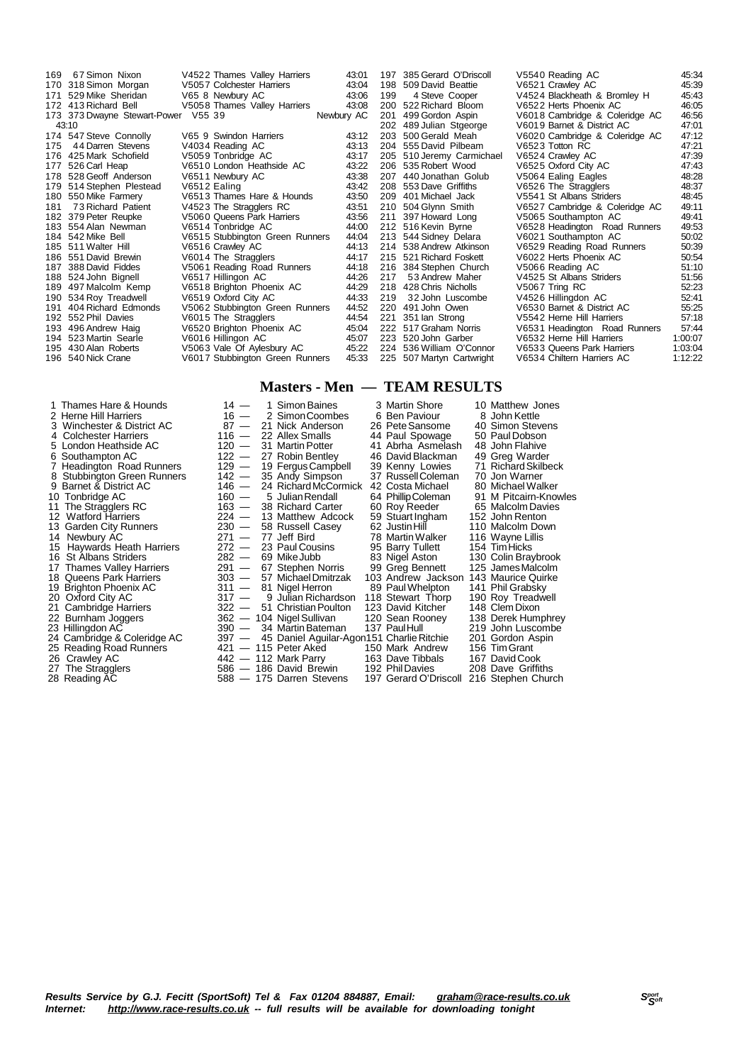| Pos | No | Name | Cat | Club | Time |
|---|---|---|---|---|---|
| 169 | 67 | Simon Nixon | V4522 | Thames Valley Harriers | 43:01 |
| 170 | 318 | Simon Morgan | V5057 | Colchester Harriers | 43:04 |
| 171 | 529 | Mike Sheridan | V65 8 | Newbury AC | 43:06 |
| 172 | 413 | Richard Bell | V5058 | Thames Valley Harriers | 43:08 |
| 173 | 373 | Dwayne Stewart-Power | V55 39 | Newbury AC | 43:10 |
| 174 | 547 | Steve Connolly | V65 9 | Swindon Harriers | 43:12 |
| 175 | 44 | Darren Stevens | V4034 | Reading AC | 43:13 |
| 176 | 425 | Mark Schofield | V5059 | Tonbridge AC | 43:17 |
| 177 | 526 | Carl Heap | V6510 | London Heathside AC | 43:22 |
| 178 | 528 | Geoff Anderson | V6511 | Newbury AC | 43:38 |
| 179 | 514 | Stephen Plestead | V6512 | Ealing | 43:42 |
| 180 | 550 | Mike Farmery | V6513 | Thames Hare & Hounds | 43:50 |
| 181 | 73 | Richard Patient | V4523 | The Stragglers RC | 43:51 |
| 182 | 379 | Peter Reupke | V5060 | Queens Park Harriers | 43:56 |
| 183 | 554 | Alan Newman | V6514 | Tonbridge AC | 44:00 |
| 184 | 542 | Mike Bell | V6515 | Stubbington Green Runners | 44:04 |
| 185 | 511 | Walter Hill | V6516 | Crawley AC | 44:13 |
| 186 | 551 | David Brewin | V6014 | The Stragglers | 44:17 |
| 187 | 388 | David Fiddes | V5061 | Reading Road Runners | 44:18 |
| 188 | 524 | John Bignell | V6517 | Hillingdon AC | 44:26 |
| 189 | 497 | Malcolm Kemp | V6518 | Brighton Phoenix AC | 44:29 |
| 190 | 534 | Roy Treadwell | V6519 | Oxford City AC | 44:33 |
| 191 | 404 | Richard Edmonds | V5062 | Stubbington Green Runners | 44:52 |
| 192 | 552 | Phil Davies | V6015 | The Stragglers | 44:54 |
| 193 | 496 | Andrew Haig | V6520 | Brighton Phoenix AC | 45:04 |
| 194 | 523 | Martin Searle | V6016 | Hillingdon AC | 45:07 |
| 195 | 430 | Alan Roberts | V5063 | Vale Of Aylesbury AC | 45:22 |
| 196 | 540 | Nick Crane | V6017 | Stubbington Green Runners | 45:33 |
| 197 | 385 | Gerard O'Driscoll | V5540 | Reading AC | 45:34 |
| 198 | 509 | David Beattie | V6521 | Crawley AC | 45:39 |
| 199 | 4 | Steve Cooper | V4524 | Blackheath & Bromley H | 45:43 |
| 200 | 522 | Richard Bloom | V6522 | Herts Phoenix AC | 46:05 |
| 201 | 499 | Gordon Aspin | V6018 | Cambridge & Coleridge AC | 46:56 |
| 202 | 489 | Julian Stgeorge | V6019 | Barnet & District AC | 47:01 |
| 203 | 500 | Gerald Meah | V6020 | Cambridge & Coleridge AC | 47:12 |
| 204 | 555 | David Pilbeam | V6523 | Totton RC | 47:21 |
| 205 | 510 | Jeremy Carmichael | V6524 | Crawley AC | 47:39 |
| 206 | 535 | Robert Wood | V6525 | Oxford City AC | 47:43 |
| 207 | 440 | Jonathan Golub | V5064 | Ealing Eagles | 48:28 |
| 208 | 553 | Dave Griffiths | V6526 | The Stragglers | 48:37 |
| 209 | 401 | Michael Jack | V5541 | St Albans Striders | 48:45 |
| 210 | 504 | Glynn Smith | V6527 | Cambridge & Coleridge AC | 49:11 |
| 211 | 397 | Howard Long | V5065 | Southampton AC | 49:41 |
| 212 | 516 | Kevin Byrne | V6528 | Headington Road Runners | 49:53 |
| 213 | 544 | Sidney Delara | V6021 | Southampton AC | 50:02 |
| 214 | 538 | Andrew Atkinson | V6529 | Reading Road Runners | 50:39 |
| 215 | 521 | Richard Foskett | V6022 | Herts Phoenix AC | 50:54 |
| 216 | 384 | Stephen Church | V5066 | Reading AC | 51:10 |
| 217 | 53 | Andrew Maher | V4525 | St Albans Striders | 51:56 |
| 218 | 428 | Chris Nicholls | V5067 | Tring RC | 52:23 |
| 219 | 32 | John Luscombe | V4526 | Hillingdon AC | 52:41 |
| 220 | 491 | John Owen | V6530 | Barnet & District AC | 55:25 |
| 221 | 351 | Ian Strong | V5542 | Herne Hill Harriers | 57:18 |
| 222 | 517 | Graham Norris | V6531 | Headington Road Runners | 57:44 |
| 223 | 520 | John Garber | V6532 | Herne Hill Harriers | 1:00:07 |
| 224 | 536 | William O'Connor | V6533 | Queens Park Harriers | 1:03:04 |
| 225 | 507 | Martyn Cartwright | V6534 | Chiltern Harriers AC | 1:12:22 |

## Masters - Men — TEAM RESULTS

| Pos | Team | Points | Scorer 1 | Scorer 2 | Scorer 3 |
|---|---|---|---|---|---|
| 1 | Thames Hare & Hounds | 14 | 1 Simon Baines | 3 Martin Shore | 10 Matthew Jones |
| 2 | Herne Hill Harriers | 16 | 2 Simon Coombes | 6 Ben Paviour | 8 John Kettle |
| 3 | Winchester & District AC | 87 | 21 Nick Anderson | 26 Pete Sansome | 40 Simon Stevens |
| 4 | Colchester Harriers | 116 | 22 Allex Smalls | 44 Paul Spowage | 50 Paul Dobson |
| 5 | London Heathside AC | 120 | 31 Martin Potter | 41 Abrha Asmelash | 48 John Flahive |
| 6 | Southampton AC | 122 | 27 Robin Bentley | 46 David Blackman | 49 Greg Warder |
| 7 | Headington Road Runners | 129 | 19 Fergus Campbell | 39 Kenny Lowies | 71 Richard Skilbeck |
| 8 | Stubbington Green Runners | 142 | 35 Andy Simpson | 37 Russell Coleman | 70 Jon Warner |
| 9 | Barnet & District AC | 146 | 24 Richard McCormick | 42 Costa Michael | 80 Michael Walker |
| 10 | Tonbridge AC | 160 | 5 Julian Rendall | 64 Phillip Coleman | 91 M Pitcairn-Knowles |
| 11 | The Stragglers RC | 163 | 38 Richard Carter | 60 Roy Reeder | 65 Malcolm Davies |
| 12 | Watford Harriers | 224 | 13 Matthew Adcock | 59 Stuart Ingham | 152 John Renton |
| 13 | Garden City Runners | 230 | 58 Russell Casey | 62 Justin Hill | 110 Malcolm Down |
| 14 | Newbury AC | 271 | 77 Jeff Bird | 78 Martin Walker | 116 Wayne Lillis |
| 15 | Haywards Heath Harriers | 272 | 23 Paul Cousins | 95 Barry Tullett | 154 Tim Hicks |
| 16 | St Albans Striders | 282 | 69 Mike Jubb | 83 Nigel Aston | 130 Colin Braybrook |
| 17 | Thames Valley Harriers | 291 | 67 Stephen Norris | 99 Greg Bennett | 125 James Malcolm |
| 18 | Queens Park Harriers | 303 | 57 Michael Dmitrzak | 103 Andrew Jackson | 143 Maurice Quirke |
| 19 | Brighton Phoenix AC | 311 | 81 Nigel Herron | 89 Paul Whelpton | 141 Phil Grabsky |
| 20 | Oxford City AC | 317 | 9 Julian Richardson | 118 Stewart Thorp | 190 Roy Treadwell |
| 21 | Cambridge Harriers | 322 | 51 Christian Poulton | 123 David Kitcher | 148 Clem Dixon |
| 22 | Burnham Joggers | 362 | 104 Nigel Sullivan | 120 Sean Rooney | 138 Derek Humphrey |
| 23 | Hillingdon AC | 390 | 34 Martin Bateman | 137 Paul Hull | 219 John Luscombe |
| 24 | Cambridge & Coleridge AC | 397 | 45 Daniel Aguilar-Agon | 151 Charlie Ritchie | 201 Gordon Aspin |
| 25 | Reading Road Runners | 421 | 115 Peter Aked | 150 Mark Andrew | 156 Tim Grant |
| 26 | Crawley AC | 442 | 112 Mark Parry | 163 Dave Tibbals | 167 David Cook |
| 27 | The Stragglers | 586 | 186 David Brewin | 192 Phil Davies | 208 Dave Griffiths |
| 28 | Reading AC | 588 | 175 Darren Stevens | 197 Gerard O'Driscoll | 216 Stephen Church |

*Results Service by G.J. Fecitt (SportSoft) Tel & Fax 01204 884887, Email: graham@race-results.co.uk*
*Internet: http://www.race-results.co.uk -- full results will be available for downloading tonight*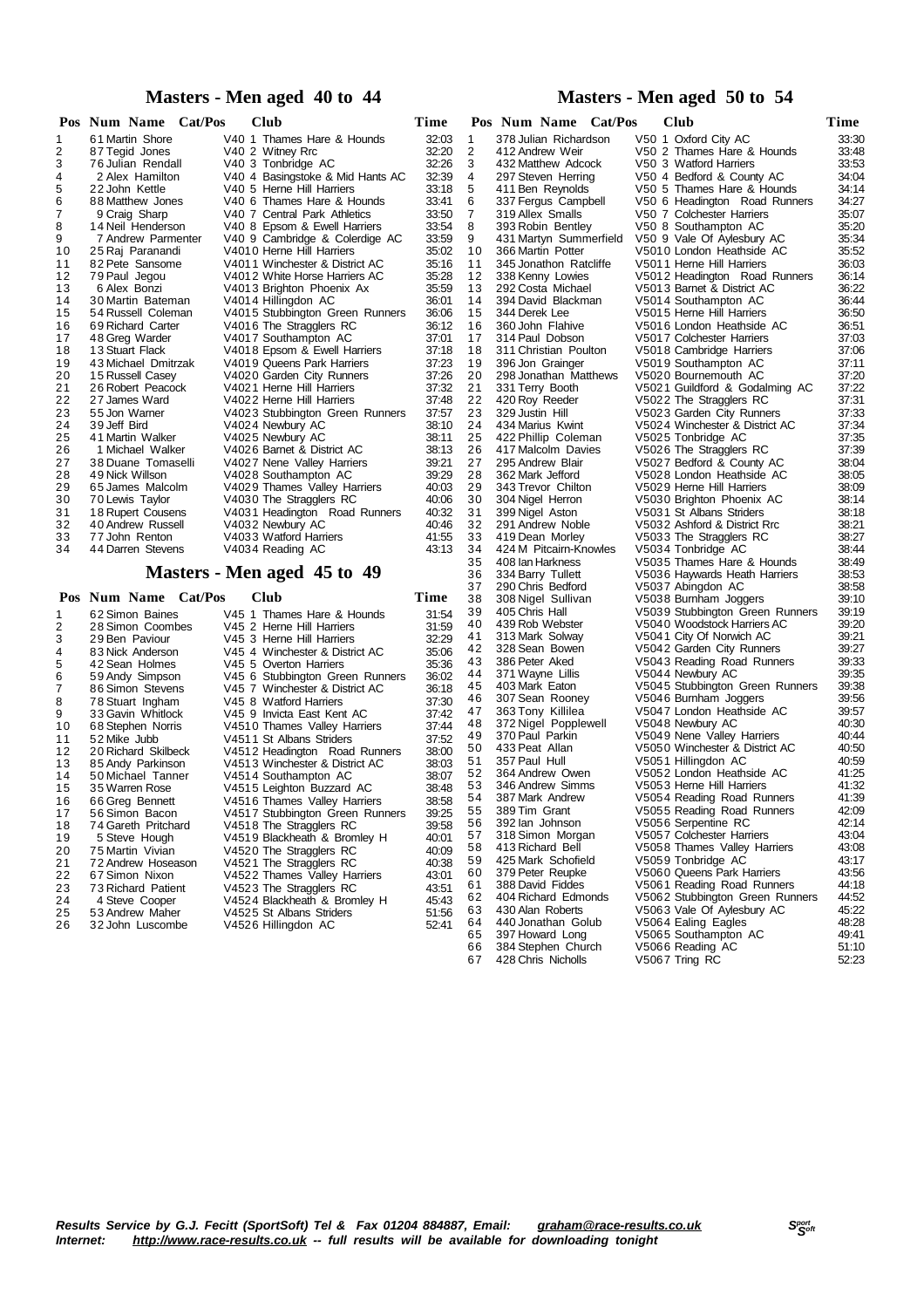## Masters - Men aged 40 to 44

| Pos | Num | Name | Cat/Pos | Club | Time |
|---|---|---|---|---|---|
| 1 | 61 | Martin Shore | V40 1 | Thames Hare & Hounds | 32:03 |
| 2 | 87 | Tegid Jones | V40 2 | Witney Rrc | 32:20 |
| 3 | 76 | Julian Rendall | V40 3 | Tonbridge AC | 32:26 |
| 4 | 2 | Alex Hamilton | V40 4 | Basingstoke & Mid Hants AC | 32:39 |
| 5 | 22 | John Kettle | V40 5 | Herne Hill Harriers | 33:18 |
| 6 | 88 | Matthew Jones | V40 6 | Thames Hare & Hounds | 33:41 |
| 7 | 9 | Craig Sharp | V40 7 | Central Park Athletics | 33:50 |
| 8 | 14 | Neil Henderson | V40 8 | Epsom & Ewell Harriers | 33:54 |
| 9 | 7 | Andrew Parmenter | V40 9 | Cambridge & Colerdige AC | 33:59 |
| 10 | 25 | Raj Paranandi | V4010 | Herne Hill Harriers | 35:02 |
| 11 | 82 | Pete Sansome | V4011 | Winchester & District AC | 35:16 |
| 12 | 79 | Paul Jegou | V4012 | White Horse Harriers AC | 35:28 |
| 13 | 6 | Alex Bonzi | V4013 | Brighton Phoenix Ax | 35:59 |
| 14 | 30 | Martin Bateman | V4014 | Hillingdon AC | 36:01 |
| 15 | 54 | Russell Coleman | V4015 | Stubbington Green Runners | 36:06 |
| 16 | 69 | Richard Carter | V4016 | The Stragglers RC | 36:12 |
| 17 | 48 | Greg Warder | V4017 | Southampton AC | 37:01 |
| 18 | 13 | Stuart Flack | V4018 | Epsom & Ewell Harriers | 37:18 |
| 19 | 43 | Michael Dmitrzak | V4019 | Queens Park Harriers | 37:23 |
| 20 | 15 | Russell Casey | V4020 | Garden City Runners | 37:26 |
| 21 | 26 | Robert Peacock | V4021 | Herne Hill Harriers | 37:32 |
| 22 | 27 | James Ward | V4022 | Herne Hill Harriers | 37:48 |
| 23 | 55 | Jon Warner | V4023 | Stubbington Green Runners | 37:57 |
| 24 | 39 | Jeff Bird | V4024 | Newbury AC | 38:10 |
| 25 | 41 | Martin Walker | V4025 | Newbury AC | 38:11 |
| 26 | 1 | Michael Walker | V4026 | Barnet & District AC | 38:13 |
| 27 | 38 | Duane Tomaselli | V4027 | Nene Valley Harriers | 39:21 |
| 28 | 49 | Nick Willson | V4028 | Southampton AC | 39:29 |
| 29 | 65 | James Malcolm | V4029 | Thames Valley Harriers | 40:03 |
| 30 | 70 | Lewis Taylor | V4030 | The Stragglers RC | 40:06 |
| 31 | 18 | Rupert Cousens | V4031 | Headington Road Runners | 40:32 |
| 32 | 40 | Andrew Russell | V4032 | Newbury AC | 40:46 |
| 33 | 77 | John Renton | V4033 | Watford Harriers | 41:55 |
| 34 | 44 | Darren Stevens | V4034 | Reading AC | 43:13 |

## Masters - Men aged 45 to 49

| Pos | Num | Name | Cat/Pos | Club | Time |
|---|---|---|---|---|---|
| 1 | 62 | Simon Baines | V45 1 | Thames Hare & Hounds | 31:54 |
| 2 | 28 | Simon Coombes | V45 2 | Herne Hill Harriers | 31:59 |
| 3 | 29 | Ben Paviour | V45 3 | Herne Hill Harriers | 32:29 |
| 4 | 83 | Nick Anderson | V45 4 | Winchester & District AC | 35:06 |
| 5 | 42 | Sean Holmes | V45 5 | Overton Harriers | 35:36 |
| 6 | 59 | Andy Simpson | V45 6 | Stubbington Green Runners | 36:02 |
| 7 | 86 | Simon Stevens | V45 7 | Winchester & District AC | 36:18 |
| 8 | 78 | Stuart Ingham | V45 8 | Watford Harriers | 37:30 |
| 9 | 33 | Gavin Whitlock | V45 9 | Invicta East Kent AC | 37:42 |
| 10 | 68 | Stephen Norris | V4510 | Thames Valley Harriers | 37:44 |
| 11 | 52 | Mike Jubb | V4511 | St Albans Striders | 37:52 |
| 12 | 20 | Richard Skilbeck | V4512 | Headington Road Runners | 38:00 |
| 13 | 85 | Andy Parkinson | V4513 | Winchester & District AC | 38:03 |
| 14 | 50 | Michael Tanner | V4514 | Southampton AC | 38:07 |
| 15 | 35 | Warren Rose | V4515 | Leighton Buzzard AC | 38:48 |
| 16 | 66 | Greg Bennett | V4516 | Thames Valley Harriers | 38:58 |
| 17 | 56 | Simon Bacon | V4517 | Stubbington Green Runners | 39:25 |
| 18 | 74 | Gareth Pritchard | V4518 | The Stragglers RC | 39:58 |
| 19 | 5 | Steve Hough | V4519 | Blackheath & Bromley H | 40:01 |
| 20 | 75 | Martin Vivian | V4520 | The Stragglers RC | 40:09 |
| 21 | 72 | Andrew Hoseason | V4521 | The Stragglers RC | 40:38 |
| 22 | 67 | Simon Nixon | V4522 | Thames Valley Harriers | 43:01 |
| 23 | 73 | Richard Patient | V4523 | The Stragglers RC | 43:51 |
| 24 | 4 | Steve Cooper | V4524 | Blackheath & Bromley H | 45:43 |
| 25 | 53 | Andrew Maher | V4525 | St Albans Striders | 51:56 |
| 26 | 32 | John Luscombe | V4526 | Hillingdon AC | 52:41 |

## Masters - Men aged 50 to 54

| Pos | Num | Name | Cat/Pos | Club | Time |
|---|---|---|---|---|---|
| 1 | 378 | Julian Richardson | V50 1 | Oxford City AC | 33:30 |
| 2 | 412 | Andrew Weir | V50 2 | Thames Hare & Hounds | 33:48 |
| 3 | 432 | Matthew Adcock | V50 3 | Watford Harriers | 33:53 |
| 4 | 297 | Steven Herring | V50 4 | Bedford & County AC | 34:04 |
| 5 | 411 | Ben Reynolds | V50 5 | Thames Hare & Hounds | 34:14 |
| 6 | 337 | Fergus Campbell | V50 6 | Headington Road Runners | 34:27 |
| 7 | 319 | Allex Smalls | V50 7 | Colchester Harriers | 35:07 |
| 8 | 393 | Robin Bentley | V50 8 | Southampton AC | 35:20 |
| 9 | 431 | Martyn Summerfield | V50 9 | Vale Of Aylesbury AC | 35:34 |
| 10 | 366 | Martin Potter | V5010 | London Heathside AC | 35:52 |
| 11 | 345 | Jonathon Ratcliffe | V5011 | Herne Hill Harriers | 36:03 |
| 12 | 338 | Kenny Lowies | V5012 | Headington Road Runners | 36:14 |
| 13 | 292 | Costa Michael | V5013 | Barnet & District AC | 36:22 |
| 14 | 394 | David Blackman | V5014 | Southampton AC | 36:44 |
| 15 | 344 | Derek Lee | V5015 | Herne Hill Harriers | 36:50 |
| 16 | 360 | John Flahive | V5016 | London Heathside AC | 36:51 |
| 17 | 314 | Paul Dobson | V5017 | Colchester Harriers | 37:03 |
| 18 | 311 | Christian Poulton | V5018 | Cambridge Harriers | 37:06 |
| 19 | 396 | Jon Grainger | V5019 | Southampton AC | 37:11 |
| 20 | 298 | Jonathan Matthews | V5020 | Bournemouth AC | 37:20 |
| 21 | 331 | Terry Booth | V5021 | Guildford & Godalming AC | 37:22 |
| 22 | 420 | Roy Reeder | V5022 | The Stragglers RC | 37:31 |
| 23 | 329 | Justin Hill | V5023 | Garden City Runners | 37:33 |
| 24 | 434 | Marius Kwint | V5024 | Winchester & District AC | 37:34 |
| 25 | 422 | Phillip Coleman | V5025 | Tonbridge AC | 37:35 |
| 26 | 417 | Malcolm Davies | V5026 | The Stragglers RC | 37:39 |
| 27 | 295 | Andrew Blair | V5027 | Bedford & County AC | 38:04 |
| 28 | 362 | Mark Jefford | V5028 | London Heathside AC | 38:05 |
| 29 | 343 | Trevor Chilton | V5029 | Herne Hill Harriers | 38:09 |
| 30 | 304 | Nigel Herron | V5030 | Brighton Phoenix AC | 38:14 |
| 31 | 399 | Nigel Aston | V5031 | St Albans Striders | 38:18 |
| 32 | 291 | Andrew Noble | V5032 | Ashford & District Rrc | 38:21 |
| 33 | 419 | Dean Morley | V5033 | The Stragglers RC | 38:27 |
| 34 | 424 | M Pitcairn-Knowles | V5034 | Tonbridge AC | 38:44 |
| 35 | 408 | Ian Harkness | V5035 | Thames Hare & Hounds | 38:49 |
| 36 | 334 | Barry Tullett | V5036 | Haywards Heath Harriers | 38:53 |
| 37 | 290 | Chris Bedford | V5037 | Abingdon AC | 38:58 |
| 38 | 308 | Nigel Sullivan | V5038 | Burnham Joggers | 39:10 |
| 39 | 405 | Chris Hall | V5039 | Stubbington Green Runners | 39:19 |
| 40 | 439 | Rob Webster | V5040 | Woodstock Harriers AC | 39:20 |
| 41 | 313 | Mark Solway | V5041 | City Of Norwich AC | 39:21 |
| 42 | 328 | Sean Bowen | V5042 | Garden City Runners | 39:27 |
| 43 | 386 | Peter Aked | V5043 | Reading Road Runners | 39:33 |
| 44 | 371 | Wayne Lillis | V5044 | Newbury AC | 39:35 |
| 45 | 403 | Mark Eaton | V5045 | Stubbington Green Runners | 39:38 |
| 46 | 307 | Sean Rooney | V5046 | Burnham Joggers | 39:56 |
| 47 | 363 | Tony Killilea | V5047 | London Heathside AC | 39:57 |
| 48 | 372 | Nigel Popplewell | V5048 | Newbury AC | 40:30 |
| 49 | 370 | Paul Parkin | V5049 | Nene Valley Harriers | 40:44 |
| 50 | 433 | Peat Allan | V5050 | Winchester & District AC | 40:50 |
| 51 | 357 | Paul Hull | V5051 | Hillingdon AC | 40:59 |
| 52 | 364 | Andrew Owen | V5052 | London Heathside AC | 41:25 |
| 53 | 346 | Andrew Simms | V5053 | Herne Hill Harriers | 41:32 |
| 54 | 387 | Mark Andrew | V5054 | Reading Road Runners | 41:39 |
| 55 | 389 | Tim Grant | V5055 | Reading Road Runners | 42:09 |
| 56 | 392 | Ian Johnson | V5056 | Serpentine RC | 42:14 |
| 57 | 318 | Simon Morgan | V5057 | Colchester Harriers | 43:04 |
| 58 | 413 | Richard Bell | V5058 | Thames Valley Harriers | 43:08 |
| 59 | 425 | Mark Schofield | V5059 | Tonbridge AC | 43:17 |
| 60 | 379 | Peter Reupke | V5060 | Queens Park Harriers | 43:56 |
| 61 | 388 | David Fiddes | V5061 | Reading Road Runners | 44:18 |
| 62 | 404 | Richard Edmonds | V5062 | Stubbington Green Runners | 44:52 |
| 63 | 430 | Alan Roberts | V5063 | Vale Of Aylesbury AC | 45:22 |
| 64 | 440 | Jonathan Golub | V5064 | Ealing Eagles | 48:28 |
| 65 | 397 | Howard Long | V5065 | Southampton AC | 49:41 |
| 66 | 384 | Stephen Church | V5066 | Reading AC | 51:10 |
| 67 | 428 | Chris Nicholls | V5067 | Tring RC | 52:23 |

*Results Service by G.J. Fecitt (SportSoft) Tel & Fax 01204 884887, Email: graham@race-results.co.uk*
*Internet: http://www.race-results.co.uk -- full results will be available for downloading tonight*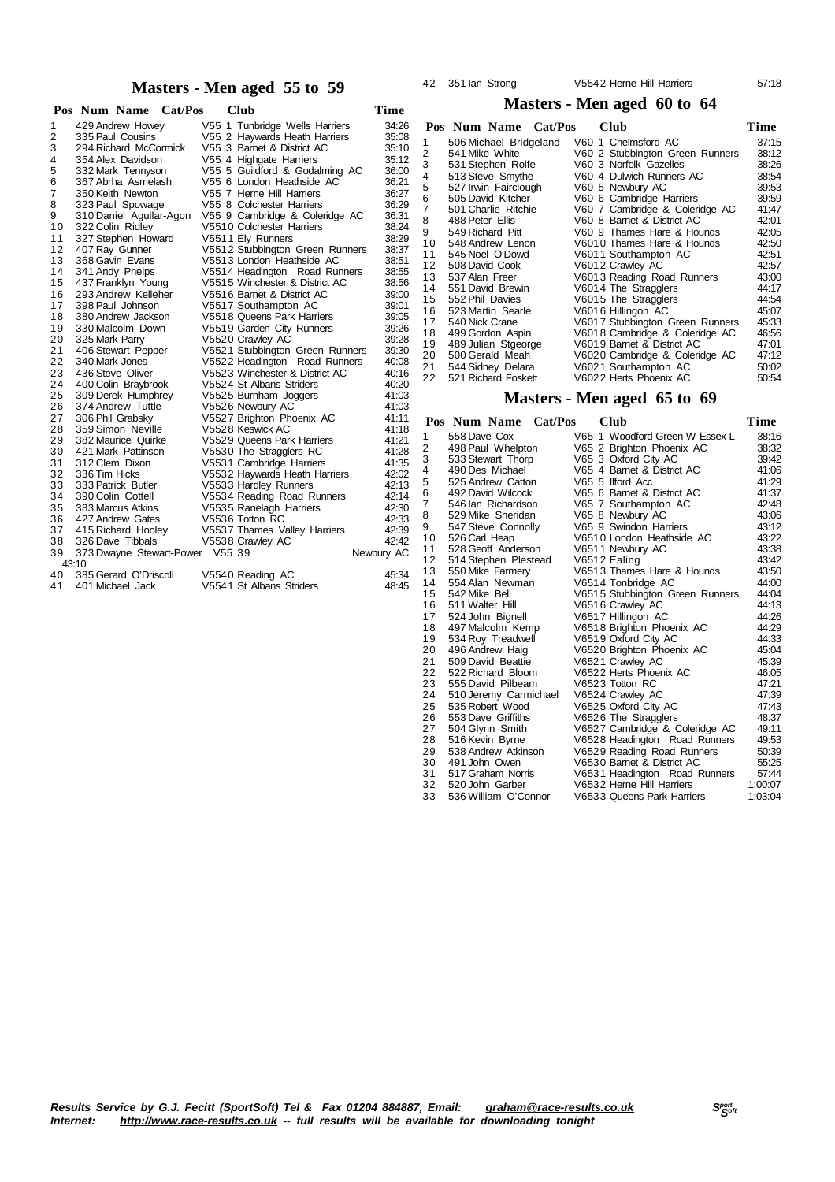## Masters - Men aged 55 to 59

| Pos | Num | Name | Cat/Pos | Club | Time |
|---|---|---|---|---|---|
| 1 | 429 | Andrew Howey | V55 1 | Tunbridge Wells Harriers | 34:26 |
| 2 | 335 | Paul Cousins | V55 2 | Haywards Heath Harriers | 35:08 |
| 3 | 294 | Richard McCormick | V55 3 | Barnet & District AC | 35:10 |
| 4 | 354 | Alex Davidson | V55 4 | Highgate Harriers | 35:12 |
| 5 | 332 | Mark Tennyson | V55 5 | Guildford & Godalming AC | 36:00 |
| 6 | 367 | Abrha Asmelash | V55 6 | London Heathside AC | 36:21 |
| 7 | 350 | Keith Newton | V55 7 | Herne Hill Harriers | 36:27 |
| 8 | 323 | Paul Spowage | V55 8 | Colchester Harriers | 36:29 |
| 9 | 310 | Daniel Aguilar-Agon | V55 9 | Cambridge & Coleridge AC | 36:31 |
| 10 | 322 | Colin Ridley | V5510 | Colchester Harriers | 38:24 |
| 11 | 327 | Stephen Howard | V5511 | Ely Runners | 38:29 |
| 12 | 407 | Ray Gunner | V5512 | Stubbington Green Runners | 38:37 |
| 13 | 368 | Gavin Evans | V5513 | London Heathside AC | 38:51 |
| 14 | 341 | Andy Phelps | V5514 | Headington Road Runners | 38:55 |
| 15 | 437 | Franklyn Young | V5515 | Winchester & District AC | 38:56 |
| 16 | 293 | Andrew Kelleher | V5516 | Barnet & District AC | 39:00 |
| 17 | 398 | Paul Johnson | V5517 | Southampton AC | 39:01 |
| 18 | 380 | Andrew Jackson | V5518 | Queens Park Harriers | 39:05 |
| 19 | 330 | Malcolm Down | V5519 | Garden City Runners | 39:26 |
| 20 | 325 | Mark Parry | V5520 | Crawley AC | 39:28 |
| 21 | 406 | Stewart Pepper | V5521 | Stubbington Green Runners | 39:30 |
| 22 | 340 | Mark Jones | V5522 | Headington Road Runners | 40:08 |
| 23 | 436 | Steve Oliver | V5523 | Winchester & District AC | 40:16 |
| 24 | 400 | Colin Braybrook | V5524 | St Albans Striders | 40:20 |
| 25 | 309 | Derek Humphrey | V5525 | Burnham Joggers | 41:03 |
| 26 | 374 | Andrew Tuttle | V5526 | Newbury AC | 41:03 |
| 27 | 306 | Phil Grabsky | V5527 | Brighton Phoenix AC | 41:11 |
| 28 | 359 | Simon Neville | V5528 | Keswick AC | 41:18 |
| 29 | 382 | Maurice Quirke | V5529 | Queens Park Harriers | 41:21 |
| 30 | 421 | Mark Pattinson | V5530 | The Stragglers RC | 41:28 |
| 31 | 312 | Clem Dixon | V5531 | Cambridge Harriers | 41:35 |
| 32 | 336 | Tim Hicks | V5532 | Haywards Heath Harriers | 42:02 |
| 33 | 333 | Patrick Butler | V5533 | Hardley Runners | 42:13 |
| 34 | 390 | Colin Cottell | V5534 | Reading Road Runners | 42:14 |
| 35 | 383 | Marcus Atkins | V5535 | Ranelagh Harriers | 42:30 |
| 36 | 427 | Andrew Gates | V5536 | Totton RC | 42:33 |
| 37 | 415 | Richard Hooley | V5537 | Thames Valley Harriers | 42:39 |
| 38 | 326 | Dave Tibbals | V5538 | Crawley AC | 42:42 |
| 39 | 373 | Dwayne Stewart-Power | V55 39 | Newbury AC | 43:10 |
| 40 | 385 | Gerard O'Driscoll | V5540 | Reading AC | 45:34 |
| 41 | 401 | Michael Jack | V5541 | St Albans Striders | 48:45 |
| 42 | 351 | Ian Strong | V5542 | Herne Hill Harriers | 57:18 |

## Masters - Men aged 60 to 64

| Pos | Num | Name | Cat/Pos | Club | Time |
|---|---|---|---|---|---|
| 1 | 506 | Michael Bridgeland | V60 1 | Chelmsford AC | 37:15 |
| 2 | 541 | Mike White | V60 2 | Stubbington Green Runners | 38:12 |
| 3 | 531 | Stephen Rolfe | V60 3 | Norfolk Gazelles | 38:26 |
| 4 | 513 | Steve Smythe | V60 4 | Dulwich Runners AC | 38:54 |
| 5 | 527 | Irwin Fairclough | V60 5 | Newbury AC | 39:53 |
| 6 | 505 | David Kitcher | V60 6 | Cambridge Harriers | 39:59 |
| 7 | 501 | Charlie Ritchie | V60 7 | Cambridge & Coleridge AC | 41:47 |
| 8 | 488 | Peter Ellis | V60 8 | Barnet & District AC | 42:01 |
| 9 | 549 | Richard Pitt | V60 9 | Thames Hare & Hounds | 42:05 |
| 10 | 548 | Andrew Lenon | V6010 | Thames Hare & Hounds | 42:50 |
| 11 | 545 | Noel O'Dowd | V6011 | Southampton AC | 42:51 |
| 12 | 508 | David Cook | V6012 | Crawley AC | 42:57 |
| 13 | 537 | Alan Freer | V6013 | Reading Road Runners | 43:00 |
| 14 | 551 | David Brewin | V6014 | The Stragglers | 44:17 |
| 15 | 552 | Phil Davies | V6015 | The Stragglers | 44:54 |
| 16 | 523 | Martin Searle | V6016 | Hillingon AC | 45:07 |
| 17 | 540 | Nick Crane | V6017 | Stubbington Green Runners | 45:33 |
| 18 | 499 | Gordon Aspin | V6018 | Cambridge & Coleridge AC | 46:56 |
| 19 | 489 | Julian Stgeorge | V6019 | Barnet & District AC | 47:01 |
| 20 | 500 | Gerald Meah | V6020 | Cambridge & Coleridge AC | 47:12 |
| 21 | 544 | Sidney Delara | V6021 | Southampton AC | 50:02 |
| 22 | 521 | Richard Foskett | V6022 | Herts Phoenix AC | 50:54 |

## Masters - Men aged 65 to 69

| Pos | Num | Name | Cat/Pos | Club | Time |
|---|---|---|---|---|---|
| 1 | 558 | Dave Cox | V65 1 | Woodford Green W Essex L | 38:16 |
| 2 | 498 | Paul Whelpton | V65 2 | Brighton Phoenix AC | 38:32 |
| 3 | 533 | Stewart Thorp | V65 3 | Oxford City AC | 39:42 |
| 4 | 490 | Des Michael | V65 4 | Barnet & District AC | 41:06 |
| 5 | 525 | Andrew Catton | V65 5 | Ilford Acc | 41:29 |
| 6 | 492 | David Wilcock | V65 6 | Barnet & District AC | 41:37 |
| 7 | 546 | Ian Richardson | V65 7 | Southampton AC | 42:48 |
| 8 | 529 | Mike Sheridan | V65 8 | Newbury AC | 43:06 |
| 9 | 547 | Steve Connolly | V65 9 | Swindon Harriers | 43:12 |
| 10 | 526 | Carl Heap | V6510 | London Heathside AC | 43:22 |
| 11 | 528 | Geoff Anderson | V6511 | Newbury AC | 43:38 |
| 12 | 514 | Stephen Plestead | V6512 | Ealing | 43:42 |
| 13 | 550 | Mike Farmery | V6513 | Thames Hare & Hounds | 43:50 |
| 14 | 554 | Alan Newman | V6514 | Tonbridge AC | 44:00 |
| 15 | 542 | Mike Bell | V6515 | Stubbington Green Runners | 44:04 |
| 16 | 511 | Walter Hill | V6516 | Crawley AC | 44:13 |
| 17 | 524 | John Bignell | V6517 | Hillingon AC | 44:26 |
| 18 | 497 | Malcolm Kemp | V6518 | Brighton Phoenix AC | 44:29 |
| 19 | 534 | Roy Treadwell | V6519 | Oxford City AC | 44:33 |
| 20 | 496 | Andrew Haig | V6520 | Brighton Phoenix AC | 45:04 |
| 21 | 509 | David Beattie | V6521 | Crawley AC | 45:39 |
| 22 | 522 | Richard Bloom | V6522 | Herts Phoenix AC | 46:05 |
| 23 | 555 | David Pilbeam | V6523 | Totton RC | 47:21 |
| 24 | 510 | Jeremy Carmichael | V6524 | Crawley AC | 47:39 |
| 25 | 535 | Robert Wood | V6525 | Oxford City AC | 47:43 |
| 26 | 553 | Dave Griffiths | V6526 | The Stragglers | 48:37 |
| 27 | 504 | Glynn Smith | V6527 | Cambridge & Coleridge AC | 49:11 |
| 28 | 516 | Kevin Byrne | V6528 | Headington Road Runners | 49:53 |
| 29 | 538 | Andrew Atkinson | V6529 | Reading Road Runners | 50:39 |
| 30 | 491 | John Owen | V6530 | Barnet & District AC | 55:25 |
| 31 | 517 | Graham Norris | V6531 | Headington Road Runners | 57:44 |
| 32 | 520 | John Garber | V6532 | Herne Hill Harriers | 1:00:07 |
| 33 | 536 | William O'Connor | V6533 | Queens Park Harriers | 1:03:04 |

***Results Service by G.J. Fecitt (SportSoft) Tel & Fax 01204 884887, Email: graham@race-results.co.uk***
***Internet: http://www.race-results.co.uk -- full results will be available for downloading tonight***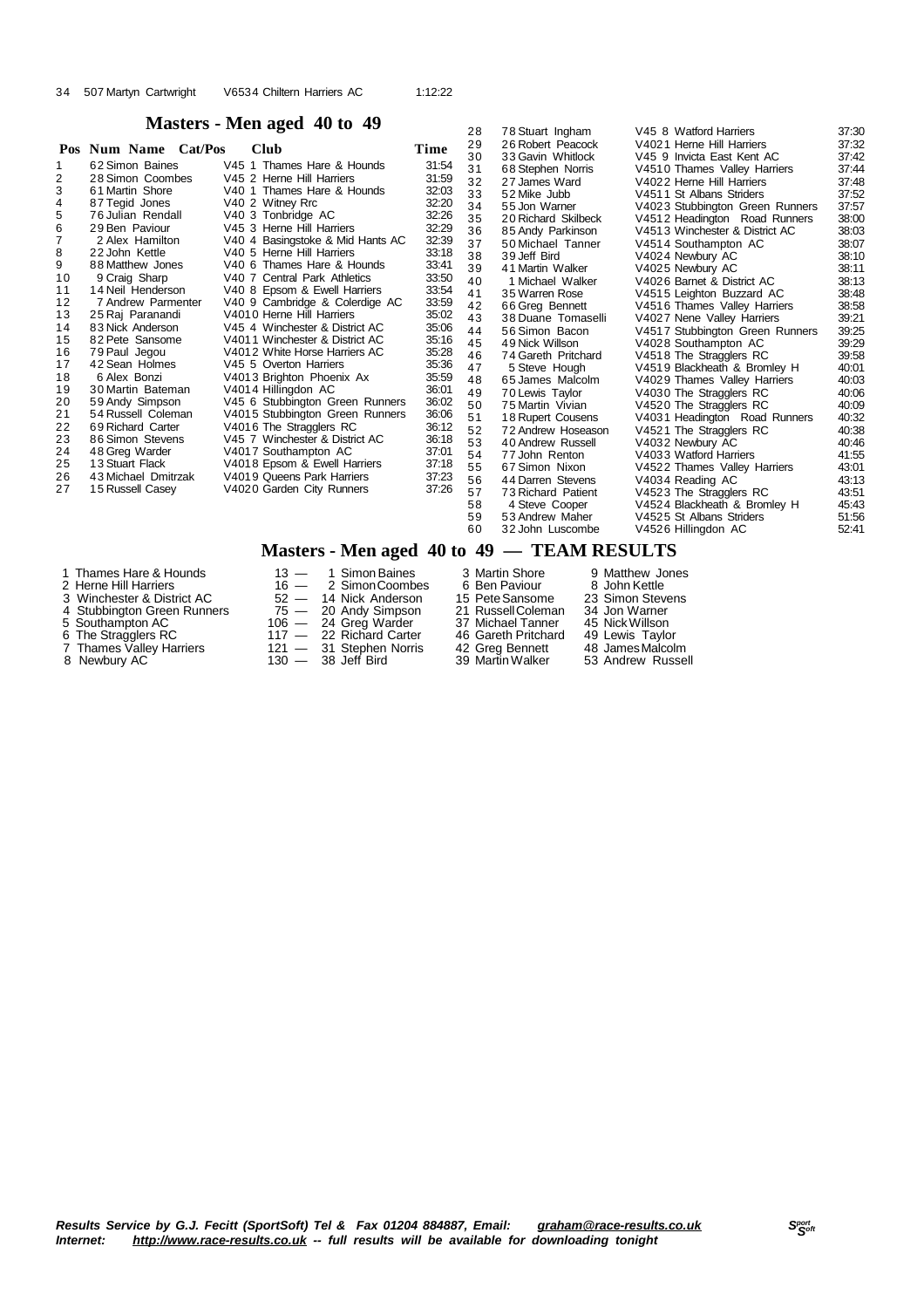| 34 | 507 Martyn Cartwright | V6534 Chiltern Harriers AC | 1:12:22 |
|---|---|---|---|

## Masters - Men aged 40 to 49

| Pos | Num | Name | Cat/Pos | Club | Time |
|---|---|---|---|---|---|
| 1 | 62 | Simon Baines | V45 1 | Thames Hare & Hounds | 31:54 |
| 2 | 28 | Simon Coombes | V45 2 | Herne Hill Harriers | 31:59 |
| 3 | 61 | Martin Shore | V40 1 | Thames Hare & Hounds | 32:03 |
| 4 | 87 | Tegid Jones | V40 2 | Witney Rrc | 32:20 |
| 5 | 76 | Julian Rendall | V40 3 | Tonbridge AC | 32:26 |
| 6 | 29 | Ben Paviour | V45 3 | Herne Hill Harriers | 32:29 |
| 7 | 2 | Alex Hamilton | V40 4 | Basingstoke & Mid Hants AC | 32:39 |
| 8 | 22 | John Kettle | V40 5 | Herne Hill Harriers | 33:18 |
| 9 | 88 | Matthew Jones | V40 6 | Thames Hare & Hounds | 33:41 |
| 10 | 9 | Craig Sharp | V40 7 | Central Park Athletics | 33:50 |
| 11 | 14 | Neil Henderson | V40 8 | Epsom & Ewell Harriers | 33:54 |
| 12 | 7 | Andrew Parmenter | V40 9 | Cambridge & Colerdige AC | 33:59 |
| 13 | 25 | Raj Paranandi | V4010 | Herne Hill Harriers | 35:02 |
| 14 | 83 | Nick Anderson | V45 4 | Winchester & District AC | 35:06 |
| 15 | 82 | Pete Sansome | V4011 | Winchester & District AC | 35:16 |
| 16 | 79 | Paul Jegou | V4012 | White Horse Harriers AC | 35:28 |
| 17 | 42 | Sean Holmes | V45 5 | Overton Harriers | 35:36 |
| 18 | 6 | Alex Bonzi | V4013 | Brighton Phoenix Ax | 35:59 |
| 19 | 30 | Martin Bateman | V4014 | Hillingdon AC | 36:01 |
| 20 | 59 | Andy Simpson | V45 6 | Stubbington Green Runners | 36:02 |
| 21 | 54 | Russell Coleman | V4015 | Stubbington Green Runners | 36:06 |
| 22 | 69 | Richard Carter | V4016 | The Stragglers RC | 36:12 |
| 23 | 86 | Simon Stevens | V45 7 | Winchester & District AC | 36:18 |
| 24 | 48 | Greg Warder | V4017 | Southampton AC | 37:01 |
| 25 | 13 | Stuart Flack | V4018 | Epsom & Ewell Harriers | 37:18 |
| 26 | 43 | Michael Dmitrzak | V4019 | Queens Park Harriers | 37:23 |
| 27 | 15 | Russell Casey | V4020 | Garden City Runners | 37:26 |
| 28 | 78 | Stuart Ingham | V45 8 | Watford Harriers | 37:30 |
| 29 | 26 | Robert Peacock | V4021 | Herne Hill Harriers | 37:32 |
| 30 | 33 | Gavin Whitlock | V45 9 | Invicta East Kent AC | 37:42 |
| 31 | 68 | Stephen Norris | V4510 | Thames Valley Harriers | 37:44 |
| 32 | 27 | James Ward | V4022 | Herne Hill Harriers | 37:48 |
| 33 | 52 | Mike Jubb | V4511 | St Albans Striders | 37:52 |
| 34 | 55 | Jon Warner | V4023 | Stubbington Green Runners | 37:57 |
| 35 | 20 | Richard Skilbeck | V4512 | Headington Road Runners | 38:00 |
| 36 | 85 | Andy Parkinson | V4513 | Winchester & District AC | 38:03 |
| 37 | 50 | Michael Tanner | V4514 | Southampton AC | 38:07 |
| 38 | 39 | Jeff Bird | V4024 | Newbury AC | 38:10 |
| 39 | 41 | Martin Walker | V4025 | Newbury AC | 38:11 |
| 40 | 1 | Michael Walker | V4026 | Barnet & District AC | 38:13 |
| 41 | 35 | Warren Rose | V4515 | Leighton Buzzard AC | 38:48 |
| 42 | 66 | Greg Bennett | V4516 | Thames Valley Harriers | 38:58 |
| 43 | 38 | Duane Tomaselli | V4027 | Nene Valley Harriers | 39:21 |
| 44 | 56 | Simon Bacon | V4517 | Stubbington Green Runners | 39:25 |
| 45 | 49 | Nick Willson | V4028 | Southampton AC | 39:29 |
| 46 | 74 | Gareth Pritchard | V4518 | The Stragglers RC | 39:58 |
| 47 | 5 | Steve Hough | V4519 | Blackheath & Bromley H | 40:01 |
| 48 | 65 | James Malcolm | V4029 | Thames Valley Harriers | 40:03 |
| 49 | 70 | Lewis Taylor | V4030 | The Stragglers RC | 40:06 |
| 50 | 75 | Martin Vivian | V4520 | The Stragglers RC | 40:09 |
| 51 | 18 | Rupert Cousens | V4031 | Headington Road Runners | 40:32 |
| 52 | 72 | Andrew Hoseason | V4521 | The Stragglers RC | 40:38 |
| 53 | 40 | Andrew Russell | V4032 | Newbury AC | 40:46 |
| 54 | 77 | John Renton | V4033 | Watford Harriers | 41:55 |
| 55 | 67 | Simon Nixon | V4522 | Thames Valley Harriers | 43:01 |
| 56 | 44 | Darren Stevens | V4034 | Reading AC | 43:13 |
| 57 | 73 | Richard Patient | V4523 | The Stragglers RC | 43:51 |
| 58 | 4 | Steve Cooper | V4524 | Blackheath & Bromley H | 45:43 |
| 59 | 53 | Andrew Maher | V4525 | St Albans Striders | 51:56 |
| 60 | 32 | John Luscombe | V4526 | Hillingdon AC | 52:41 |

## Masters - Men aged 40 to 49 — TEAM RESULTS

| Pos | Team | Points | | | |
|---|---|---|---|---|---|
| 1 | Thames Hare & Hounds | 13 — | 1 Simon Baines | 3 Martin Shore | 9 Matthew Jones |
| 2 | Herne Hill Harriers | 16 — | 2 Simon Coombes | 6 Ben Paviour | 8 John Kettle |
| 3 | Winchester & District AC | 52 — | 14 Nick Anderson | 15 Pete Sansome | 23 Simon Stevens |
| 4 | Stubbington Green Runners | 75 — | 20 Andy Simpson | 21 Russell Coleman | 34 Jon Warner |
| 5 | Southampton AC | 106 — | 24 Greg Warder | 37 Michael Tanner | 45 Nick Willson |
| 6 | The Stragglers RC | 117 — | 22 Richard Carter | 46 Gareth Pritchard | 49 Lewis Taylor |
| 7 | Thames Valley Harriers | 121 — | 31 Stephen Norris | 42 Greg Bennett | 48 James Malcolm |
| 8 | Newbury AC | 130 — | 38 Jeff Bird | 39 Martin Walker | 53 Andrew Russell |

***Results Service by G.J. Fecitt (SportSoft) Tel & Fax 01204 884887, Email: graham@race-results.co.uk***
***Internet: http://www.race-results.co.uk -- full results will be available for downloading tonight***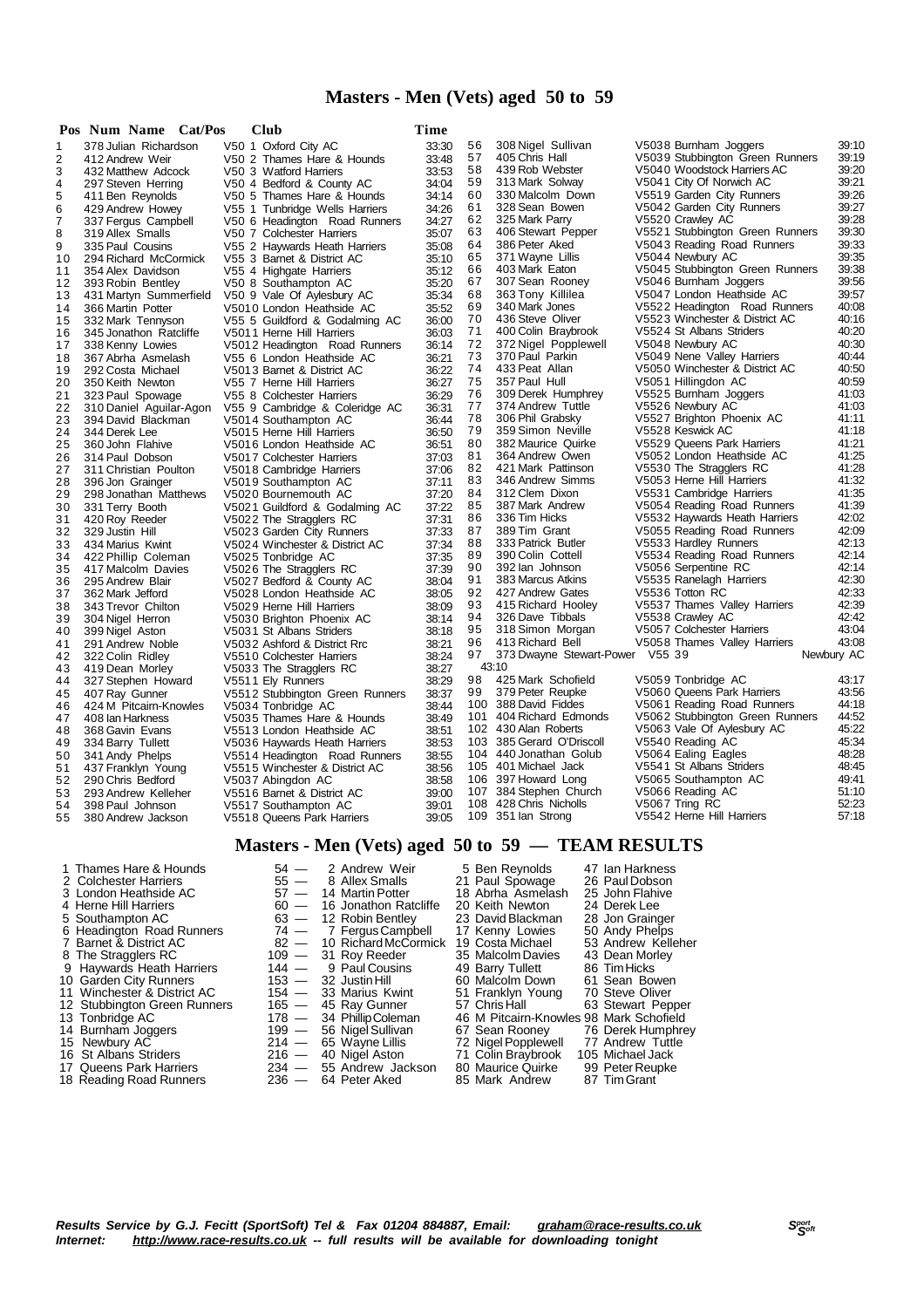# Masters - Men (Vets) aged 50 to 59

| Pos | Num | Name | Cat/Pos | Club | Time |
|---|---|---|---|---|---|
| 1 | 378 | Julian Richardson | V50 1 | Oxford City AC | 33:30 |
| 2 | 412 | Andrew Weir | V50 2 | Thames Hare & Hounds | 33:48 |
| 3 | 432 | Matthew Adcock | V50 3 | Watford Harriers | 33:53 |
| 4 | 297 | Steven Herring | V50 4 | Bedford & County AC | 34:04 |
| 5 | 411 | Ben Reynolds | V50 5 | Thames Hare & Hounds | 34:14 |
| 6 | 429 | Andrew Howey | V55 1 | Tunbridge Wells Harriers | 34:26 |
| 7 | 337 | Fergus Campbell | V50 6 | Headington Road Runners | 34:27 |
| 8 | 319 | Allex Smalls | V50 7 | Colchester Harriers | 35:07 |
| 9 | 335 | Paul Cousins | V55 2 | Haywards Heath Harriers | 35:08 |
| 10 | 294 | Richard McCormick | V55 3 | Barnet & District AC | 35:10 |
| 11 | 354 | Alex Davidson | V55 4 | Highgate Harriers | 35:12 |
| 12 | 393 | Robin Bentley | V50 8 | Southampton AC | 35:20 |
| 13 | 431 | Martyn Summerfield | V50 9 | Vale Of Aylesbury AC | 35:34 |
| 14 | 366 | Martin Potter | V5010 | London Heathside AC | 35:52 |
| 15 | 332 | Mark Tennyson | V55 5 | Guildford & Godalming AC | 36:00 |
| 16 | 345 | Jonathon Ratcliffe | V5011 | Herne Hill Harriers | 36:03 |
| 17 | 338 | Kenny Lowies | V5012 | Headington Road Runners | 36:14 |
| 18 | 367 | Abrha Asmelash | V55 6 | London Heathside AC | 36:21 |
| 19 | 292 | Costa Michael | V5013 | Barnet & District AC | 36:22 |
| 20 | 350 | Keith Newton | V55 7 | Herne Hill Harriers | 36:27 |
| 21 | 323 | Paul Spowage | V55 8 | Colchester Harriers | 36:29 |
| 22 | 310 | Daniel Aguilar-Agon | V55 9 | Cambridge & Coleridge AC | 36:31 |
| 23 | 394 | David Blackman | V5014 | Southampton AC | 36:44 |
| 24 | 344 | Derek Lee | V5015 | Herne Hill Harriers | 36:50 |
| 25 | 360 | John Flahive | V5016 | London Heathside AC | 36:51 |
| 26 | 314 | Paul Dobson | V5017 | Colchester Harriers | 37:03 |
| 27 | 311 | Christian Poulton | V5018 | Cambridge Harriers | 37:06 |
| 28 | 396 | Jon Grainger | V5019 | Southampton AC | 37:11 |
| 29 | 298 | Jonathan Matthews | V5020 | Bournemouth AC | 37:20 |
| 30 | 331 | Terry Booth | V5021 | Guildford & Godalming AC | 37:22 |
| 31 | 420 | Roy Reeder | V5022 | The Stragglers RC | 37:31 |
| 32 | 329 | Justin Hill | V5023 | Garden City Runners | 37:33 |
| 33 | 434 | Marius Kwint | V5024 | Winchester & District AC | 37:34 |
| 34 | 422 | Phillip Coleman | V5025 | Tonbridge AC | 37:35 |
| 35 | 417 | Malcolm Davies | V5026 | The Stragglers RC | 37:39 |
| 36 | 295 | Andrew Blair | V5027 | Bedford & County AC | 38:04 |
| 37 | 362 | Mark Jefford | V5028 | London Heathside AC | 38:05 |
| 38 | 343 | Trevor Chilton | V5029 | Herne Hill Harriers | 38:09 |
| 39 | 304 | Nigel Herron | V5030 | Brighton Phoenix AC | 38:14 |
| 40 | 399 | Nigel Aston | V5031 | St Albans Striders | 38:18 |
| 41 | 291 | Andrew Noble | V5032 | Ashford & District Rrc | 38:21 |
| 42 | 322 | Colin Ridley | V5510 | Colchester Harriers | 38:24 |
| 43 | 419 | Dean Morley | V5033 | The Stragglers RC | 38:27 |
| 44 | 327 | Stephen Howard | V5511 | Ely Runners | 38:29 |
| 45 | 407 | Ray Gunner | V5512 | Stubbington Green Runners | 38:37 |
| 46 | 424 | M Pitcairn-Knowles | V5034 | Tonbridge AC | 38:44 |
| 47 | 408 | Ian Harkness | V5035 | Thames Hare & Hounds | 38:49 |
| 48 | 368 | Gavin Evans | V5513 | London Heathside AC | 38:51 |
| 49 | 334 | Barry Tullett | V5036 | Haywards Heath Harriers | 38:53 |
| 50 | 341 | Andy Phelps | V5514 | Headington Road Runners | 38:55 |
| 51 | 437 | Franklyn Young | V5515 | Winchester & District AC | 38:56 |
| 52 | 290 | Chris Bedford | V5037 | Abingdon AC | 38:58 |
| 53 | 293 | Andrew Kelleher | V5516 | Barnet & District AC | 39:00 |
| 54 | 398 | Paul Johnson | V5517 | Southampton AC | 39:01 |
| 55 | 380 | Andrew Jackson | V5518 | Queens Park Harriers | 39:05 |
| 56 | 308 | Nigel Sullivan | V5038 | Burnham Joggers | 39:10 |
| 57 | 405 | Chris Hall | V5039 | Stubbington Green Runners | 39:19 |
| 58 | 439 | Rob Webster | V5040 | Woodstock Harriers AC | 39:20 |
| 59 | 313 | Mark Solway | V5041 | City Of Norwich AC | 39:21 |
| 60 | 330 | Malcolm Down | V5519 | Garden City Runners | 39:26 |
| 61 | 328 | Sean Bowen | V5042 | Garden City Runners | 39:27 |
| 62 | 325 | Mark Parry | V5520 | Crawley AC | 39:28 |
| 63 | 406 | Stewart Pepper | V5521 | Stubbington Green Runners | 39:30 |
| 64 | 386 | Peter Aked | V5043 | Reading Road Runners | 39:33 |
| 65 | 371 | Wayne Lillis | V5044 | Newbury AC | 39:35 |
| 66 | 403 | Mark Eaton | V5045 | Stubbington Green Runners | 39:38 |
| 67 | 307 | Sean Rooney | V5046 | Burnham Joggers | 39:56 |
| 68 | 363 | Tony Killilea | V5047 | London Heathside AC | 39:57 |
| 69 | 340 | Mark Jones | V5522 | Headington Road Runners | 40:08 |
| 70 | 436 | Steve Oliver | V5523 | Winchester & District AC | 40:16 |
| 71 | 400 | Colin Braybrook | V5524 | St Albans Striders | 40:20 |
| 72 | 372 | Nigel Popplewell | V5048 | Newbury AC | 40:30 |
| 73 | 370 | Paul Parkin | V5049 | Nene Valley Harriers | 40:44 |
| 74 | 433 | Peat Allan | V5050 | Winchester & District AC | 40:50 |
| 75 | 357 | Paul Hull | V5051 | Hillingdon AC | 40:59 |
| 76 | 309 | Derek Humphrey | V5525 | Burnham Joggers | 41:03 |
| 77 | 374 | Andrew Tuttle | V5526 | Newbury AC | 41:03 |
| 78 | 306 | Phil Grabsky | V5527 | Brighton Phoenix AC | 41:11 |
| 79 | 359 | Simon Neville | V5528 | Keswick AC | 41:18 |
| 80 | 382 | Maurice Quirke | V5529 | Queens Park Harriers | 41:21 |
| 81 | 364 | Andrew Owen | V5052 | London Heathside AC | 41:25 |
| 82 | 421 | Mark Pattinson | V5530 | The Stragglers RC | 41:28 |
| 83 | 346 | Andrew Simms | V5053 | Herne Hill Harriers | 41:32 |
| 84 | 312 | Clem Dixon | V5531 | Cambridge Harriers | 41:35 |
| 85 | 387 | Mark Andrew | V5054 | Reading Road Runners | 41:39 |
| 86 | 336 | Tim Hicks | V5532 | Haywards Heath Harriers | 42:02 |
| 87 | 389 | Tim Grant | V5055 | Reading Road Runners | 42:09 |
| 88 | 333 | Patrick Butler | V5533 | Hardley Runners | 42:13 |
| 89 | 390 | Colin Cottell | V5534 | Reading Road Runners | 42:14 |
| 90 | 392 | Ian Johnson | V5056 | Serpentine RC | 42:14 |
| 91 | 383 | Marcus Atkins | V5535 | Ranelagh Harriers | 42:30 |
| 92 | 427 | Andrew Gates | V5536 | Totton RC | 42:33 |
| 93 | 415 | Richard Hooley | V5537 | Thames Valley Harriers | 42:39 |
| 94 | 326 | Dave Tibbals | V5538 | Crawley AC | 42:42 |
| 95 | 318 | Simon Morgan | V5057 | Colchester Harriers | 43:04 |
| 96 | 413 | Richard Bell | V5058 | Thames Valley Harriers | 43:08 |
| 97 | 373 | Dwayne Stewart-Power | V55 39 | Newbury AC | 43:10 |
| 98 | 425 | Mark Schofield | V5059 | Tonbridge AC | 43:17 |
| 99 | 379 | Peter Reupke | V5060 | Queens Park Harriers | 43:56 |
| 100 | 388 | David Fiddes | V5061 | Reading Road Runners | 44:18 |
| 101 | 404 | Richard Edmonds | V5062 | Stubbington Green Runners | 44:52 |
| 102 | 430 | Alan Roberts | V5063 | Vale Of Aylesbury AC | 45:22 |
| 103 | 385 | Gerard O'Driscoll | V5540 | Reading AC | 45:34 |
| 104 | 440 | Jonathan Golub | V5064 | Ealing Eagles | 48:28 |
| 105 | 401 | Michael Jack | V5541 | St Albans Striders | 48:45 |
| 106 | 397 | Howard Long | V5065 | Southampton AC | 49:41 |
| 107 | 384 | Stephen Church | V5066 | Reading AC | 51:10 |
| 108 | 428 | Chris Nicholls | V5067 | Tring RC | 52:23 |
| 109 | 351 | Ian Strong | V5542 | Herne Hill Harriers | 57:18 |

# Masters - Men (Vets) aged 50 to 59 — TEAM RESULTS

| Pos | Team | Points | | | |
|---|---|---|---|---|---|
| 1 | Thames Hare & Hounds | 54 — | 2 Andrew Weir | 5 Ben Reynolds | 47 Ian Harkness |
| 2 | Colchester Harriers | 55 — | 8 Allex Smalls | 21 Paul Spowage | 26 Paul Dobson |
| 3 | London Heathside AC | 57 — | 14 Martin Potter | 18 Abrha Asmelash | 25 John Flahive |
| 4 | Herne Hill Harriers | 60 — | 16 Jonathon Ratcliffe | 20 Keith Newton | 24 Derek Lee |
| 5 | Southampton AC | 63 — | 12 Robin Bentley | 23 David Blackman | 28 Jon Grainger |
| 6 | Headington Road Runners | 74 — | 7 Fergus Campbell | 17 Kenny Lowies | 50 Andy Phelps |
| 7 | Barnet & District AC | 82 — | 10 Richard McCormick | 19 Costa Michael | 53 Andrew Kelleher |
| 8 | The Stragglers RC | 109 — | 31 Roy Reeder | 35 Malcolm Davies | 43 Dean Morley |
| 9 | Haywards Heath Harriers | 144 — | 9 Paul Cousins | 49 Barry Tullett | 86 Tim Hicks |
| 10 | Garden City Runners | 153 — | 32 Justin Hill | 60 Malcolm Down | 61 Sean Bowen |
| 11 | Winchester & District AC | 154 — | 33 Marius Kwint | 51 Franklyn Young | 70 Steve Oliver |
| 12 | Stubbington Green Runners | 165 — | 45 Ray Gunner | 57 Chris Hall | 63 Stewart Pepper |
| 13 | Tonbridge AC | 178 — | 34 Phillip Coleman | 46 M Pitcairn-Knowles | 98 Mark Schofield |
| 14 | Burnham Joggers | 199 — | 56 Nigel Sullivan | 67 Sean Rooney | 76 Derek Humphrey |
| 15 | Newbury AC | 214 — | 65 Wayne Lillis | 72 Nigel Popplewell | 77 Andrew Tuttle |
| 16 | St Albans Striders | 216 — | 40 Nigel Aston | 71 Colin Braybrook | 105 Michael Jack |
| 17 | Queens Park Harriers | 234 — | 55 Andrew Jackson | 80 Maurice Quirke | 99 Peter Reupke |
| 18 | Reading Road Runners | 236 — | 64 Peter Aked | 85 Mark Andrew | 87 Tim Grant |

*Results Service by G.J. Fecitt (SportSoft) Tel & Fax 01204 884887, Email: graham@race-results.co.uk*
*Internet: http://www.race-results.co.uk -- full results will be available for downloading tonight*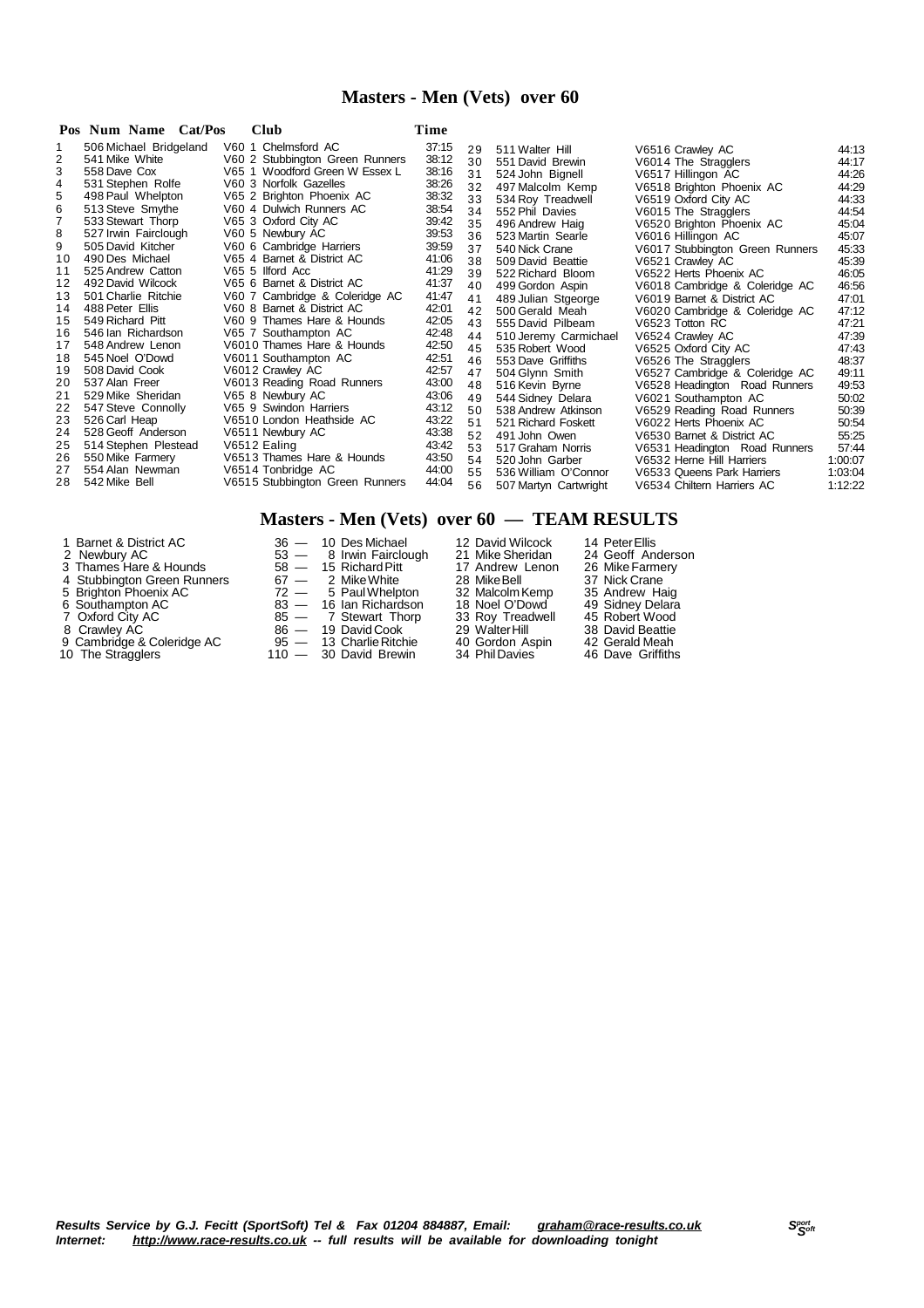# Masters - Men (Vets) over 60

| Pos | Num | Name | Cat/Pos | Club | Time |
|---|---|---|---|---|---|
| 1 | 506 | Michael Bridgeland | V60 1 | Chelmsford AC | 37:15 |
| 2 | 541 | Mike White | V60 2 | Stubbington Green Runners | 38:12 |
| 3 | 558 | Dave Cox | V65 1 | Woodford Green W Essex L | 38:16 |
| 4 | 531 | Stephen Rolfe | V60 3 | Norfolk Gazelles | 38:26 |
| 5 | 498 | Paul Whelpton | V65 2 | Brighton Phoenix AC | 38:32 |
| 6 | 513 | Steve Smythe | V60 4 | Dulwich Runners AC | 38:54 |
| 7 | 533 | Stewart Thorp | V65 3 | Oxford City AC | 39:42 |
| 8 | 527 | Irwin Fairclough | V60 5 | Newbury AC | 39:53 |
| 9 | 505 | David Kitcher | V60 6 | Cambridge Harriers | 39:59 |
| 10 | 490 | Des Michael | V65 4 | Barnet & District AC | 41:06 |
| 11 | 525 | Andrew Catton | V65 5 | Ilford Acc | 41:29 |
| 12 | 492 | David Wilcock | V65 6 | Barnet & District AC | 41:37 |
| 13 | 501 | Charlie Ritchie | V60 7 | Cambridge & Coleridge AC | 41:47 |
| 14 | 488 | Peter Ellis | V60 8 | Barnet & District AC | 42:01 |
| 15 | 549 | Richard Pitt | V60 9 | Thames Hare & Hounds | 42:05 |
| 16 | 546 | Ian Richardson | V65 7 | Southampton AC | 42:48 |
| 17 | 548 | Andrew Lenon | V6010 | Thames Hare & Hounds | 42:50 |
| 18 | 545 | Noel O'Dowd | V6011 | Southampton AC | 42:51 |
| 19 | 508 | David Cook | V6012 | Crawley AC | 42:57 |
| 20 | 537 | Alan Freer | V6013 | Reading Road Runners | 43:00 |
| 21 | 529 | Mike Sheridan | V65 8 | Newbury AC | 43:06 |
| 22 | 547 | Steve Connolly | V65 9 | Swindon Harriers | 43:12 |
| 23 | 526 | Carl Heap | V6510 | London Heathside AC | 43:22 |
| 24 | 528 | Geoff Anderson | V6511 | Newbury AC | 43:38 |
| 25 | 514 | Stephen Plestead | V6512 | Ealing | 43:42 |
| 26 | 550 | Mike Farmery | V6513 | Thames Hare & Hounds | 43:50 |
| 27 | 554 | Alan Newman | V6514 | Tonbridge AC | 44:00 |
| 28 | 542 | Mike Bell | V6515 | Stubbington Green Runners | 44:04 |
| 29 | 511 | Walter Hill | V6516 | Crawley AC | 44:13 |
| 30 | 551 | David Brewin | V6014 | The Stragglers | 44:17 |
| 31 | 524 | John Bignell | V6517 | Hillingon AC | 44:26 |
| 32 | 497 | Malcolm Kemp | V6518 | Brighton Phoenix AC | 44:29 |
| 33 | 534 | Roy Treadwell | V6519 | Oxford City AC | 44:33 |
| 34 | 552 | Phil Davies | V6015 | The Stragglers | 44:54 |
| 35 | 496 | Andrew Haig | V6520 | Brighton Phoenix AC | 45:04 |
| 36 | 523 | Martin Searle | V6016 | Hillingon AC | 45:07 |
| 37 | 540 | Nick Crane | V6017 | Stubbington Green Runners | 45:33 |
| 38 | 509 | David Beattie | V6521 | Crawley AC | 45:39 |
| 39 | 522 | Richard Bloom | V6522 | Herts Phoenix AC | 46:05 |
| 40 | 499 | Gordon Aspin | V6018 | Cambridge & Coleridge AC | 46:56 |
| 41 | 489 | Julian Stgeorge | V6019 | Barnet & District AC | 47:01 |
| 42 | 500 | Gerald Meah | V6020 | Cambridge & Coleridge AC | 47:12 |
| 43 | 555 | David Pilbeam | V6523 | Totton RC | 47:21 |
| 44 | 510 | Jeremy Carmichael | V6524 | Crawley AC | 47:39 |
| 45 | 535 | Robert Wood | V6525 | Oxford City AC | 47:43 |
| 46 | 553 | Dave Griffiths | V6526 | The Stragglers | 48:37 |
| 47 | 504 | Glynn Smith | V6527 | Cambridge & Coleridge AC | 49:11 |
| 48 | 516 | Kevin Byrne | V6528 | Headington Road Runners | 49:53 |
| 49 | 544 | Sidney Delara | V6021 | Southampton AC | 50:02 |
| 50 | 538 | Andrew Atkinson | V6529 | Reading Road Runners | 50:39 |
| 51 | 521 | Richard Foskett | V6022 | Herts Phoenix AC | 50:54 |
| 52 | 491 | John Owen | V6530 | Barnet & District AC | 55:25 |
| 53 | 517 | Graham Norris | V6531 | Headington Road Runners | 57:44 |
| 54 | 520 | John Garber | V6532 | Herne Hill Harriers | 1:00:07 |
| 55 | 536 | William O'Connor | V6533 | Queens Park Harriers | 1:03:04 |
| 56 | 507 | Martyn Cartwright | V6534 | Chiltern Harriers AC | 1:12:22 |

# Masters - Men (Vets) over 60 — TEAM RESULTS

| | | | | | | |
|---|---|---|---|---|---|---|
| 1 | Barnet & District AC | 36 — | 10 Des Michael | 12 David Wilcock | 14 Peter Ellis | |
| 2 | Newbury AC | 53 — | 8 Irwin Fairclough | 21 Mike Sheridan | 24 Geoff Anderson | |
| 3 | Thames Hare & Hounds | 58 — | 15 Richard Pitt | 17 Andrew Lenon | 26 Mike Farmery | |
| 4 | Stubbington Green Runners | 67 — | 2 Mike White | 28 Mike Bell | 37 Nick Crane | |
| 5 | Brighton Phoenix AC | 72 — | 5 Paul Whelpton | 32 Malcolm Kemp | 35 Andrew Haig | |
| 6 | Southampton AC | 83 — | 16 Ian Richardson | 18 Noel O'Dowd | 49 Sidney Delara | |
| 7 | Oxford City AC | 85 — | 7 Stewart Thorp | 33 Roy Treadwell | 45 Robert Wood | |
| 8 | Crawley AC | 86 — | 19 David Cook | 29 Walter Hill | 38 David Beattie | |
| 9 | Cambridge & Coleridge AC | 95 — | 13 Charlie Ritchie | 40 Gordon Aspin | 42 Gerald Meah | |
| 10 | The Stragglers | 110 — | 30 David Brewin | 34 Phil Davies | 46 Dave Griffiths | |

***Results Service by G.J. Fecitt (SportSoft) Tel & Fax 01204 884887, Email: graham@race-results.co.uk***
***Internet: http://www.race-results.co.uk -- full results will be available for downloading tonight***